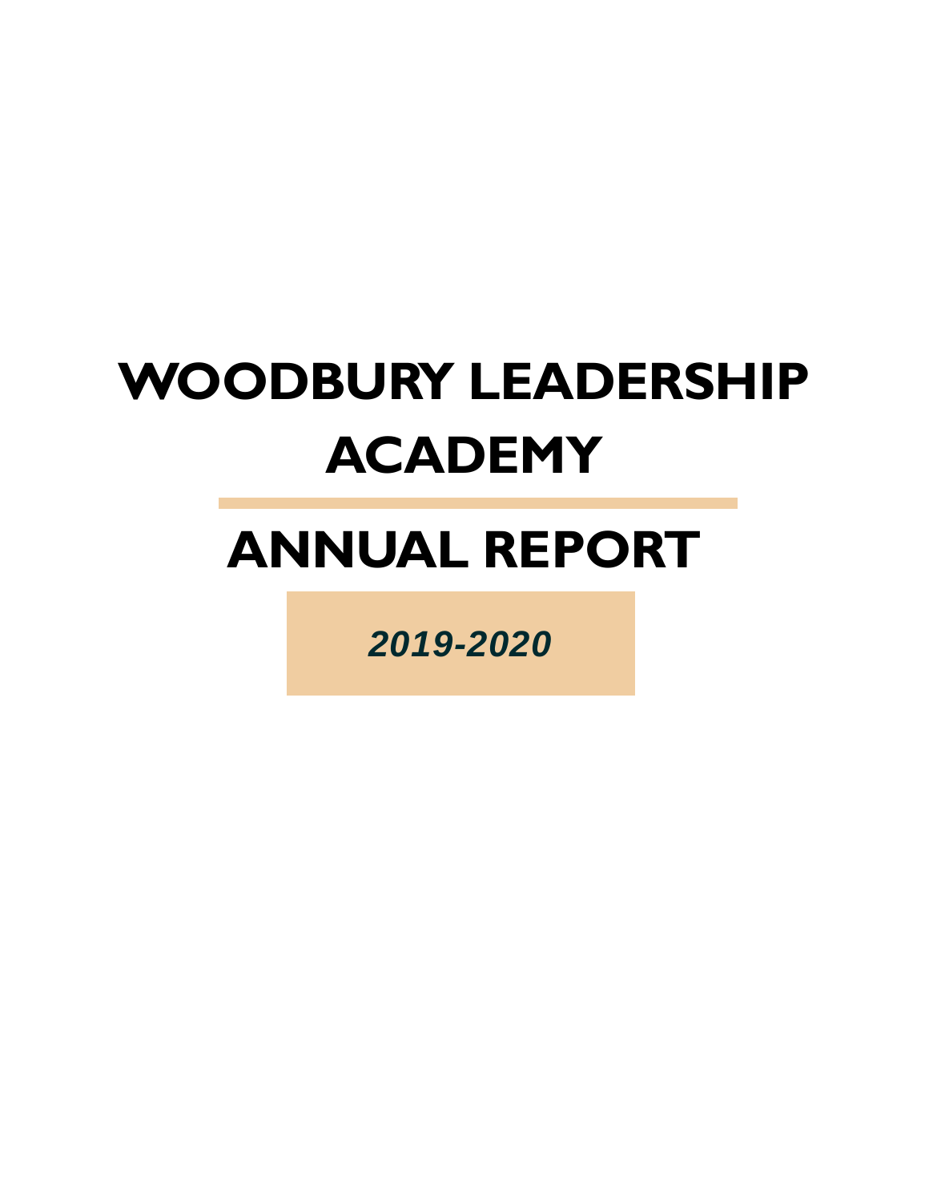# WOODBURY LEADERSHIP ACADEMY

# ANNUAL REPORT

***2019-2020***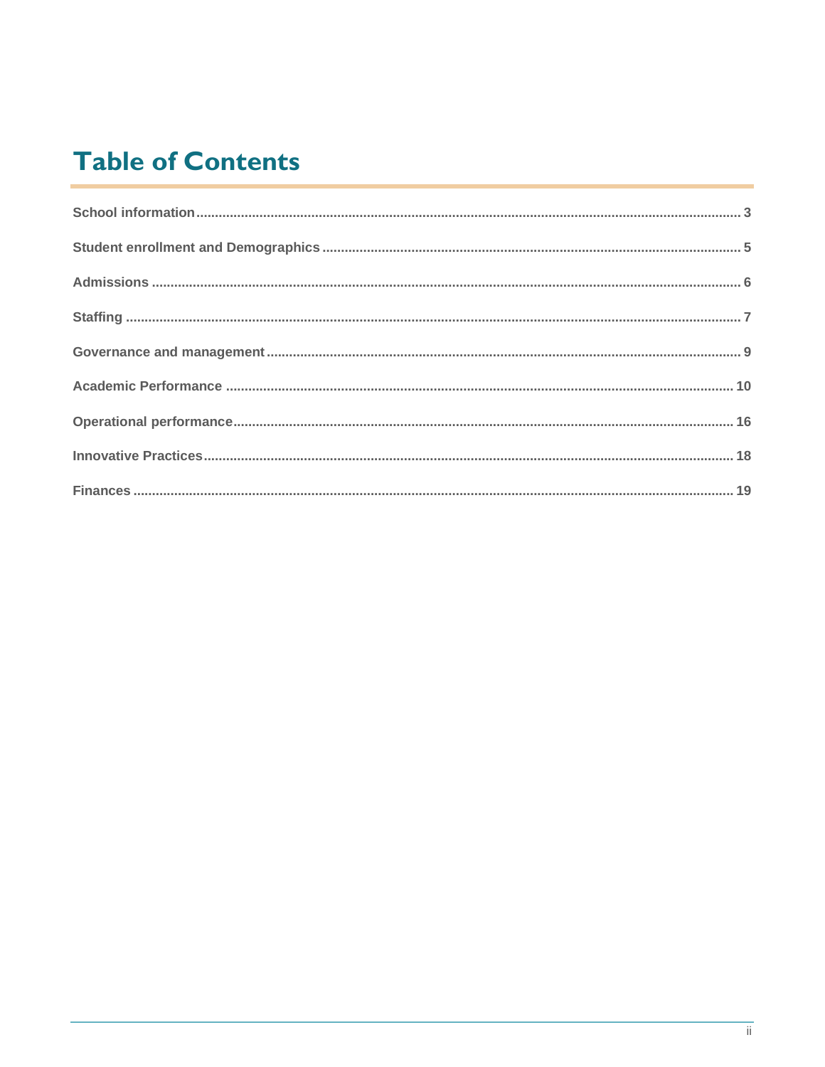# Table of Contents

School information ..... 3

Student enrollment and Demographics ..... 5

Admissions ..... 6

Staffing ..... 7

Governance and management ..... 9

Academic Performance ..... 10

Operational performance ..... 16

Innovative Practices ..... 18

Finances ..... 19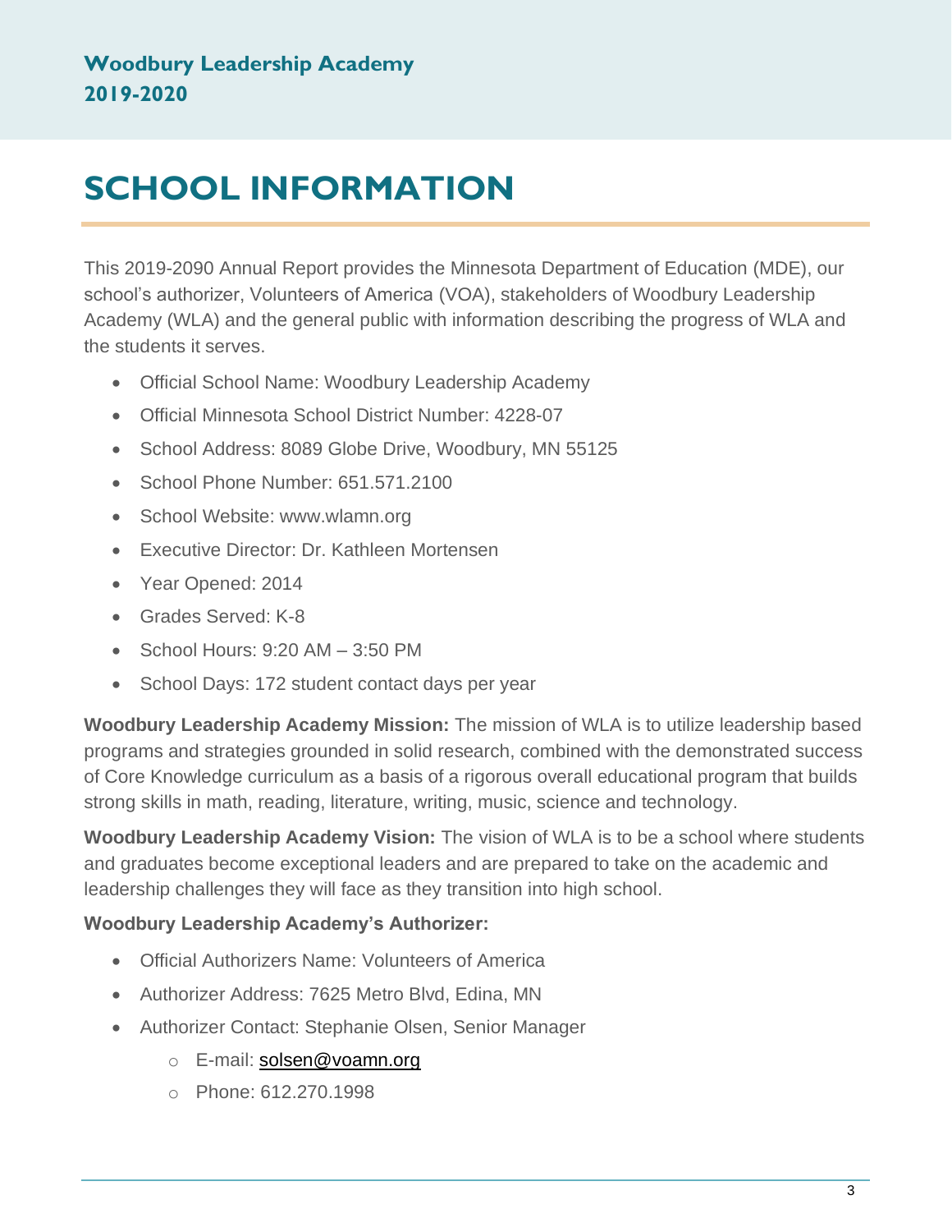# SCHOOL INFORMATION

This 2019-2090 Annual Report provides the Minnesota Department of Education (MDE), our school's authorizer, Volunteers of America (VOA), stakeholders of Woodbury Leadership Academy (WLA) and the general public with information describing the progress of WLA and the students it serves.

- Official School Name: Woodbury Leadership Academy
- Official Minnesota School District Number: 4228-07
- School Address: 8089 Globe Drive, Woodbury, MN 55125
- School Phone Number: 651.571.2100
- School Website: www.wlamn.org
- Executive Director: Dr. Kathleen Mortensen
- Year Opened: 2014
- Grades Served: K-8
- School Hours: 9:20 AM – 3:50 PM
- School Days: 172 student contact days per year

**Woodbury Leadership Academy Mission:** The mission of WLA is to utilize leadership based programs and strategies grounded in solid research, combined with the demonstrated success of Core Knowledge curriculum as a basis of a rigorous overall educational program that builds strong skills in math, reading, literature, writing, music, science and technology.

**Woodbury Leadership Academy Vision:** The vision of WLA is to be a school where students and graduates become exceptional leaders and are prepared to take on the academic and leadership challenges they will face as they transition into high school.

**Woodbury Leadership Academy's Authorizer:**

- Official Authorizers Name: Volunteers of America
- Authorizer Address: 7625 Metro Blvd, Edina, MN
- Authorizer Contact: Stephanie Olsen, Senior Manager
  - E-mail: solsen@voamn.org
  - Phone: 612.270.1998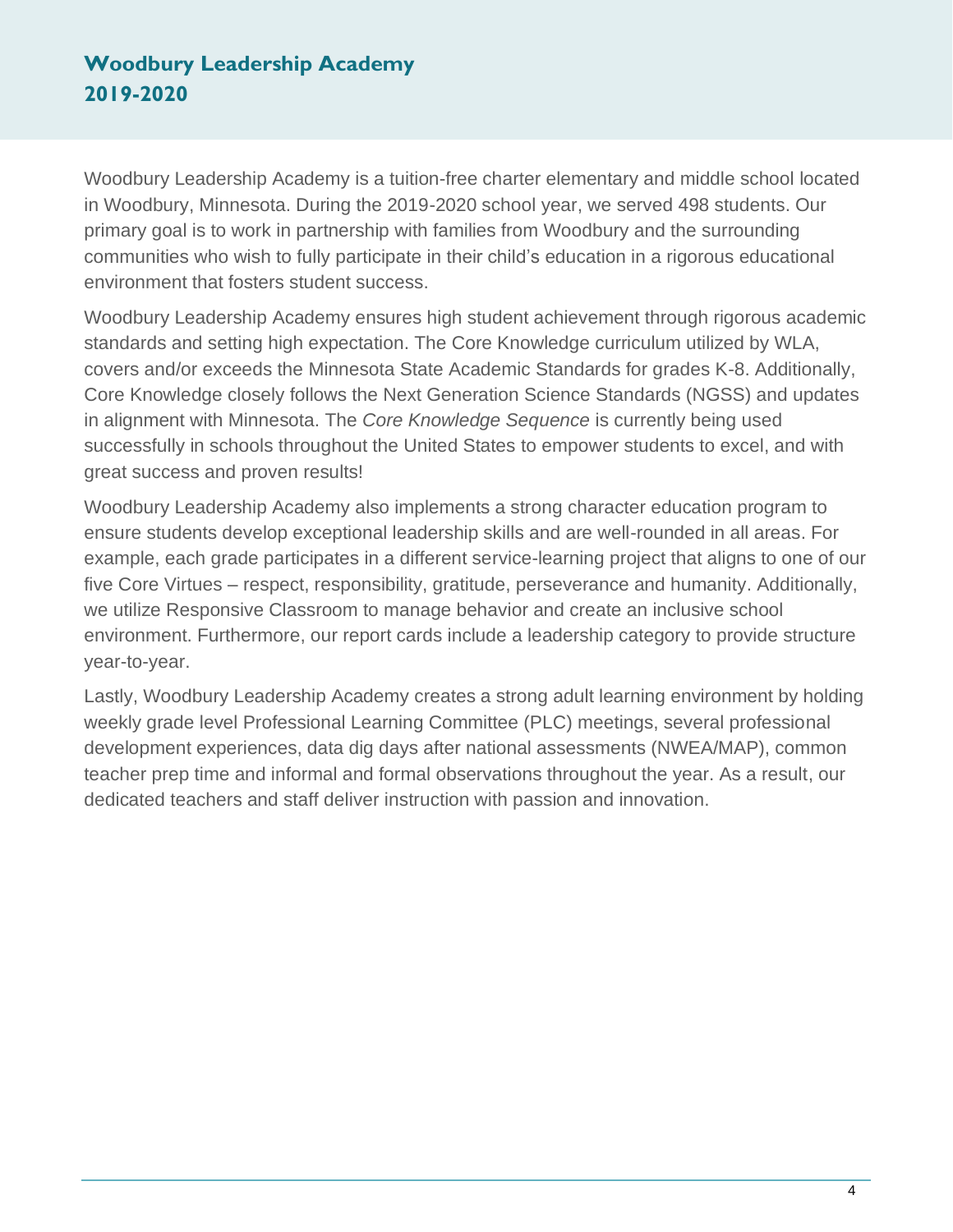## Woodbury Leadership Academy 2019-2020

Woodbury Leadership Academy is a tuition-free charter elementary and middle school located in Woodbury, Minnesota. During the 2019-2020 school year, we served 498 students. Our primary goal is to work in partnership with families from Woodbury and the surrounding communities who wish to fully participate in their child's education in a rigorous educational environment that fosters student success.

Woodbury Leadership Academy ensures high student achievement through rigorous academic standards and setting high expectation. The Core Knowledge curriculum utilized by WLA, covers and/or exceeds the Minnesota State Academic Standards for grades K-8. Additionally, Core Knowledge closely follows the Next Generation Science Standards (NGSS) and updates in alignment with Minnesota. The *Core Knowledge Sequence* is currently being used successfully in schools throughout the United States to empower students to excel, and with great success and proven results!

Woodbury Leadership Academy also implements a strong character education program to ensure students develop exceptional leadership skills and are well-rounded in all areas. For example, each grade participates in a different service-learning project that aligns to one of our five Core Virtues – respect, responsibility, gratitude, perseverance and humanity. Additionally, we utilize Responsive Classroom to manage behavior and create an inclusive school environment. Furthermore, our report cards include a leadership category to provide structure year-to-year.

Lastly, Woodbury Leadership Academy creates a strong adult learning environment by holding weekly grade level Professional Learning Committee (PLC) meetings, several professional development experiences, data dig days after national assessments (NWEA/MAP), common teacher prep time and informal and formal observations throughout the year. As a result, our dedicated teachers and staff deliver instruction with passion and innovation.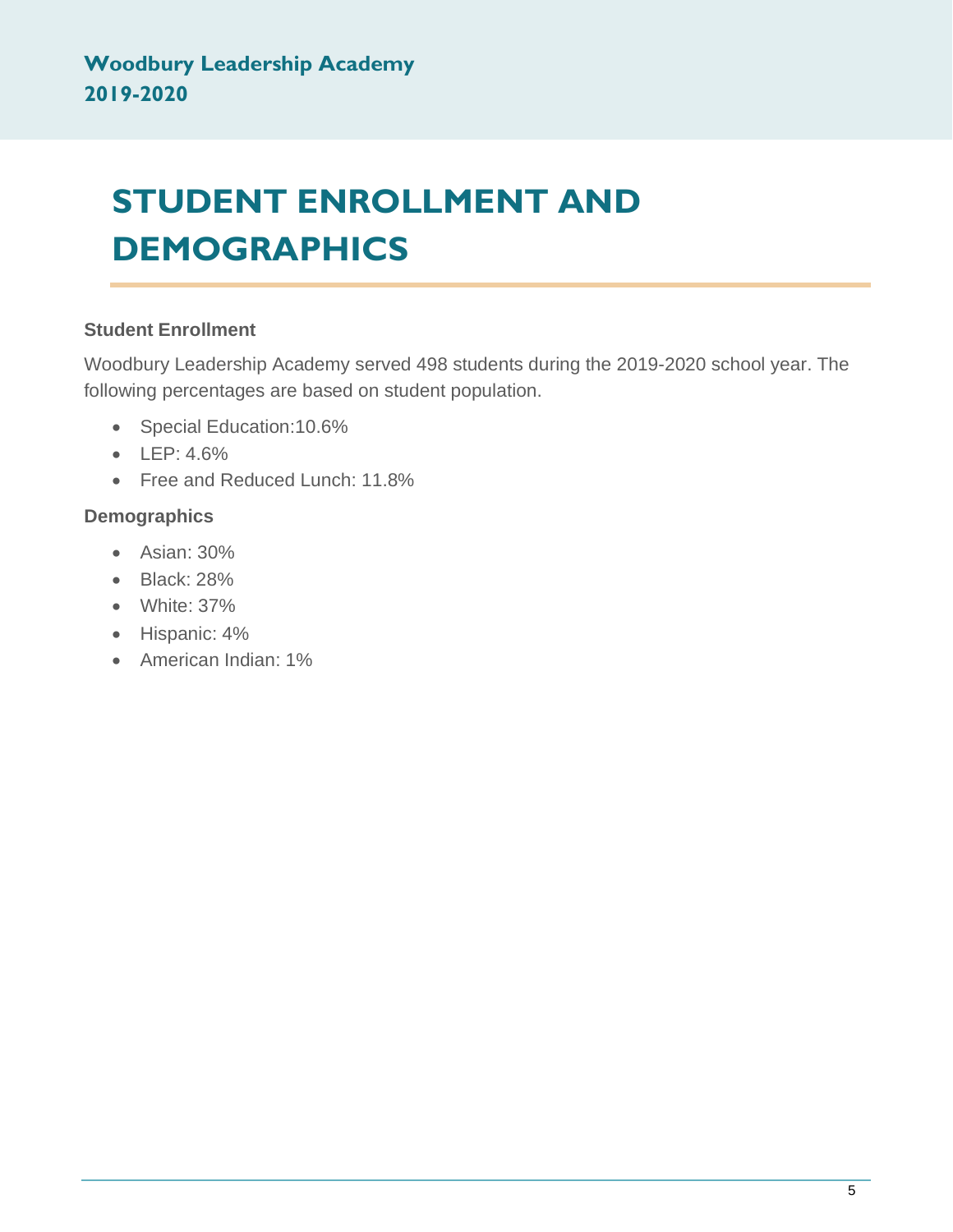# STUDENT ENROLLMENT AND DEMOGRAPHICS

### Student Enrollment

Woodbury Leadership Academy served 498 students during the 2019-2020 school year. The following percentages are based on student population.

- Special Education:10.6%
- LEP: 4.6%
- Free and Reduced Lunch: 11.8%

### Demographics

- Asian: 30%
- Black: 28%
- White: 37%
- Hispanic: 4%
- American Indian: 1%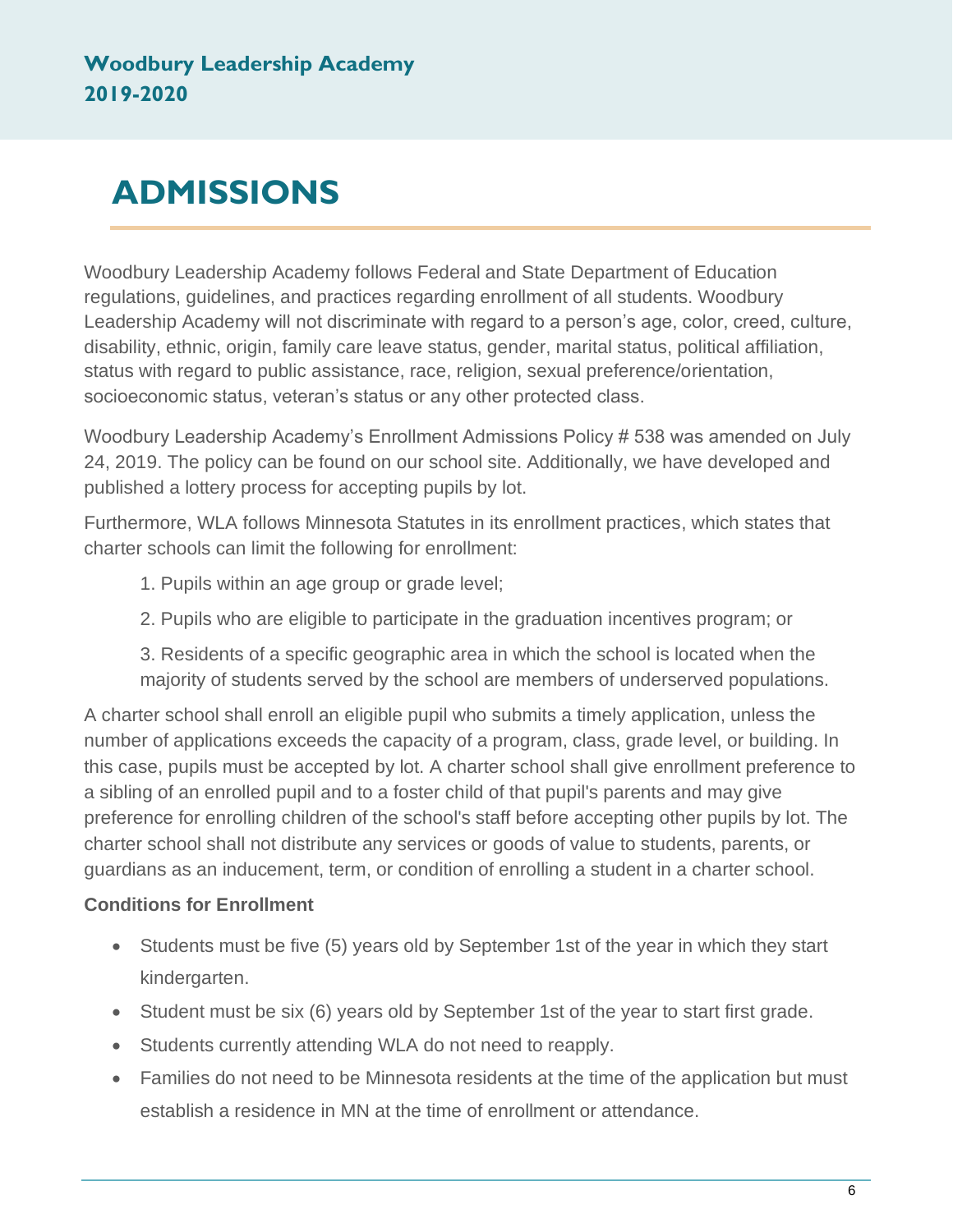# ADMISSIONS

Woodbury Leadership Academy follows Federal and State Department of Education regulations, guidelines, and practices regarding enrollment of all students. Woodbury Leadership Academy will not discriminate with regard to a person's age, color, creed, culture, disability, ethnic, origin, family care leave status, gender, marital status, political affiliation, status with regard to public assistance, race, religion, sexual preference/orientation, socioeconomic status, veteran's status or any other protected class.

Woodbury Leadership Academy's Enrollment Admissions Policy # 538 was amended on July 24, 2019. The policy can be found on our school site. Additionally, we have developed and published a lottery process for accepting pupils by lot.

Furthermore, WLA follows Minnesota Statutes in its enrollment practices, which states that charter schools can limit the following for enrollment:

1. Pupils within an age group or grade level;
2. Pupils who are eligible to participate in the graduation incentives program; or
3. Residents of a specific geographic area in which the school is located when the majority of students served by the school are members of underserved populations.

A charter school shall enroll an eligible pupil who submits a timely application, unless the number of applications exceeds the capacity of a program, class, grade level, or building. In this case, pupils must be accepted by lot. A charter school shall give enrollment preference to a sibling of an enrolled pupil and to a foster child of that pupil's parents and may give preference for enrolling children of the school's staff before accepting other pupils by lot. The charter school shall not distribute any services or goods of value to students, parents, or guardians as an inducement, term, or condition of enrolling a student in a charter school.

**Conditions for Enrollment**

- Students must be five (5) years old by September 1st of the year in which they start kindergarten.
- Student must be six (6) years old by September 1st of the year to start first grade.
- Students currently attending WLA do not need to reapply.
- Families do not need to be Minnesota residents at the time of the application but must establish a residence in MN at the time of enrollment or attendance.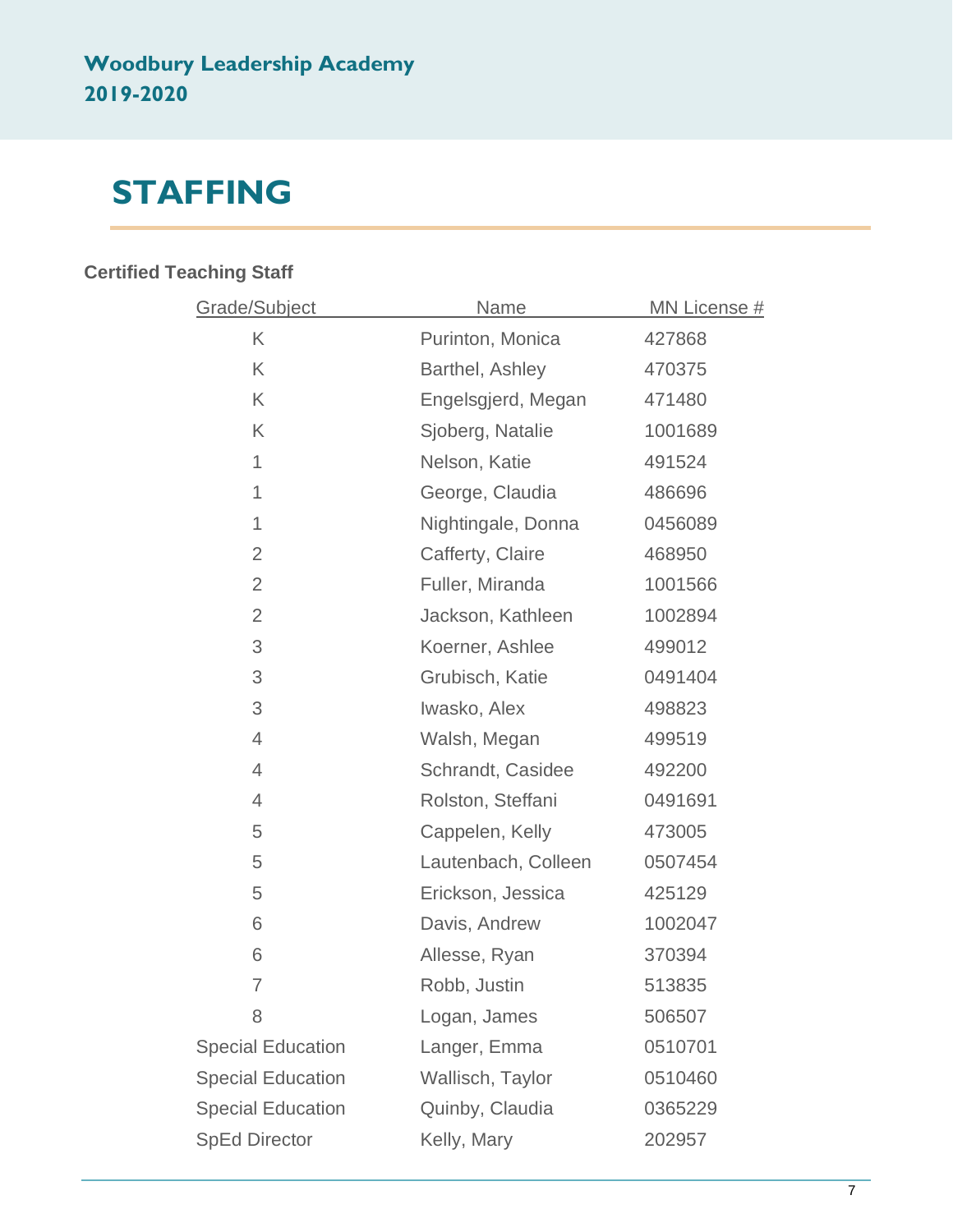# STAFFING

**Certified Teaching Staff**

| Grade/Subject | Name | MN License # |
| --- | --- | --- |
| K | Purinton, Monica | 427868 |
| K | Barthel, Ashley | 470375 |
| K | Engelsgjerd, Megan | 471480 |
| K | Sjoberg, Natalie | 1001689 |
| 1 | Nelson, Katie | 491524 |
| 1 | George, Claudia | 486696 |
| 1 | Nightingale, Donna | 0456089 |
| 2 | Cafferty, Claire | 468950 |
| 2 | Fuller, Miranda | 1001566 |
| 2 | Jackson, Kathleen | 1002894 |
| 3 | Koerner, Ashlee | 499012 |
| 3 | Grubisch, Katie | 0491404 |
| 3 | Iwasko, Alex | 498823 |
| 4 | Walsh, Megan | 499519 |
| 4 | Schrandt, Casidee | 492200 |
| 4 | Rolston, Steffani | 0491691 |
| 5 | Cappelen, Kelly | 473005 |
| 5 | Lautenbach, Colleen | 0507454 |
| 5 | Erickson, Jessica | 425129 |
| 6 | Davis, Andrew | 1002047 |
| 6 | Allesse, Ryan | 370394 |
| 7 | Robb, Justin | 513835 |
| 8 | Logan, James | 506507 |
| Special Education | Langer, Emma | 0510701 |
| Special Education | Wallisch, Taylor | 0510460 |
| Special Education | Quinby, Claudia | 0365229 |
| SpEd Director | Kelly, Mary | 202957 |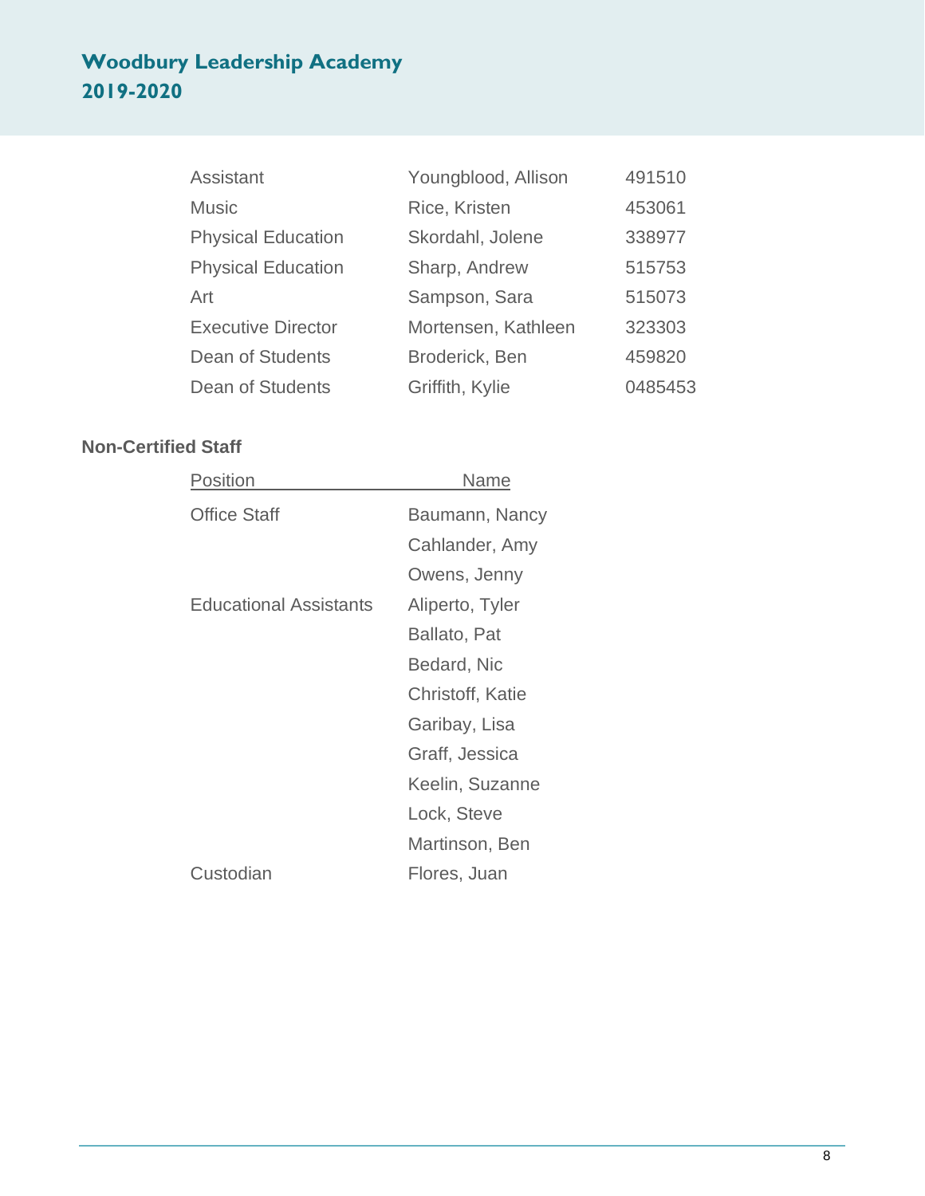| | | |
|---|---|---|
| Assistant | Youngblood, Allison | 491510 |
| Music | Rice, Kristen | 453061 |
| Physical Education | Skordahl, Jolene | 338977 |
| Physical Education | Sharp, Andrew | 515753 |
| Art | Sampson, Sara | 515073 |
| Executive Director | Mortensen, Kathleen | 323303 |
| Dean of Students | Broderick, Ben | 459820 |
| Dean of Students | Griffith, Kylie | 0485453 |

**Non-Certified Staff**

| Position | Name |
|---|---|
| Office Staff | Baumann, Nancy |
| | Cahlander, Amy |
| | Owens, Jenny |
| Educational Assistants | Aliperto, Tyler |
| | Ballato, Pat |
| | Bedard, Nic |
| | Christoff, Katie |
| | Garibay, Lisa |
| | Graff, Jessica |
| | Keelin, Suzanne |
| | Lock, Steve |
| | Martinson, Ben |
| Custodian | Flores, Juan |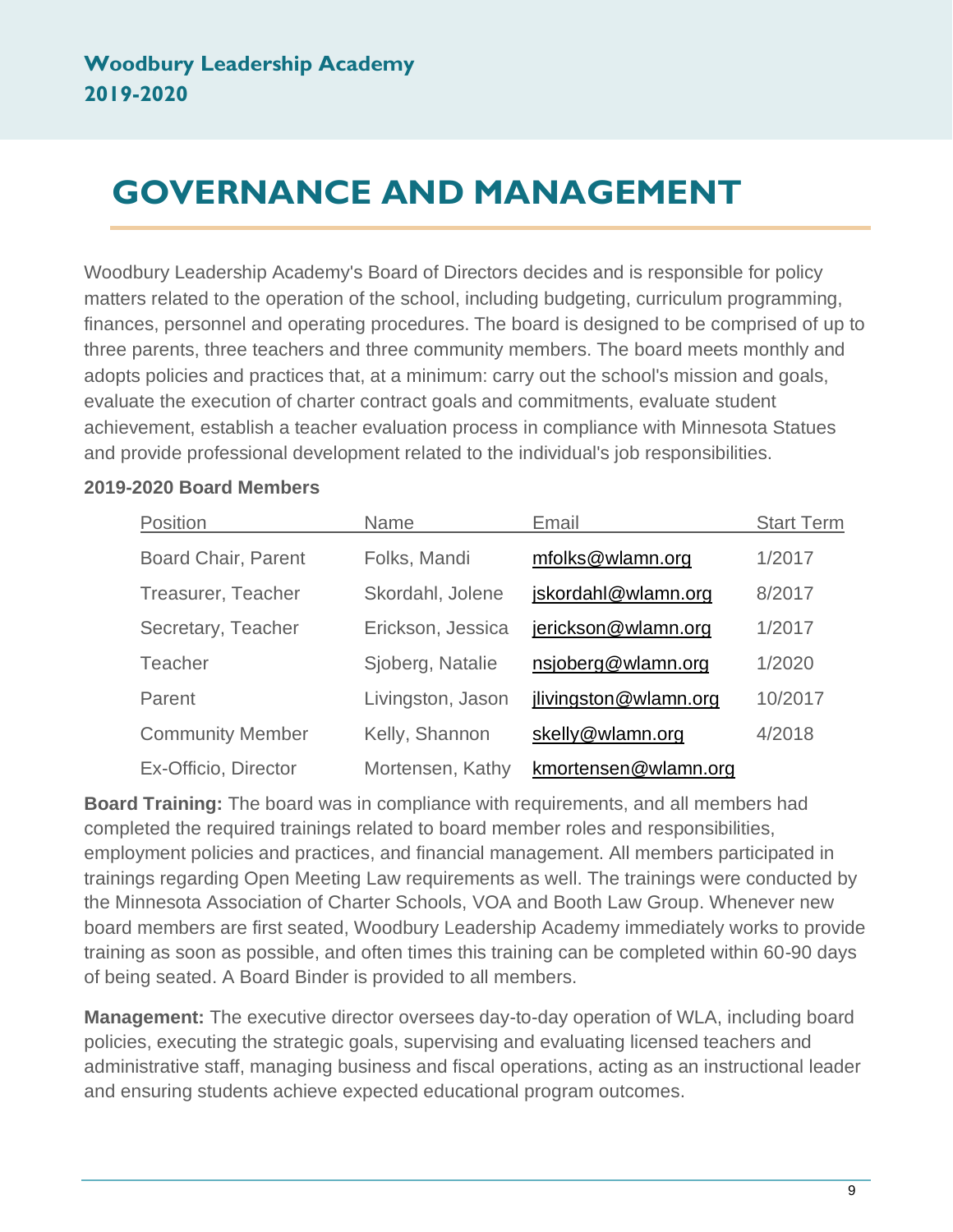# GOVERNANCE AND MANAGEMENT

Woodbury Leadership Academy's Board of Directors decides and is responsible for policy matters related to the operation of the school, including budgeting, curriculum programming, finances, personnel and operating procedures. The board is designed to be comprised of up to three parents, three teachers and three community members. The board meets monthly and adopts policies and practices that, at a minimum: carry out the school's mission and goals, evaluate the execution of charter contract goals and commitments, evaluate student achievement, establish a teacher evaluation process in compliance with Minnesota Statues and provide professional development related to the individual's job responsibilities.

**2019-2020 Board Members**

| Position | Name | Email | Start Term |
|---|---|---|---|
| Board Chair, Parent | Folks, Mandi | mfolks@wlamn.org | 1/2017 |
| Treasurer, Teacher | Skordahl, Jolene | jskordahl@wlamn.org | 8/2017 |
| Secretary, Teacher | Erickson, Jessica | jerickson@wlamn.org | 1/2017 |
| Teacher | Sjoberg, Natalie | nsjoberg@wlamn.org | 1/2020 |
| Parent | Livingston, Jason | jlivingston@wlamn.org | 10/2017 |
| Community Member | Kelly, Shannon | skelly@wlamn.org | 4/2018 |
| Ex-Officio, Director | Mortensen, Kathy | kmortensen@wlamn.org | |

**Board Training:** The board was in compliance with requirements, and all members had completed the required trainings related to board member roles and responsibilities, employment policies and practices, and financial management. All members participated in trainings regarding Open Meeting Law requirements as well. The trainings were conducted by the Minnesota Association of Charter Schools, VOA and Booth Law Group. Whenever new board members are first seated, Woodbury Leadership Academy immediately works to provide training as soon as possible, and often times this training can be completed within 60-90 days of being seated. A Board Binder is provided to all members.

**Management:** The executive director oversees day-to-day operation of WLA, including board policies, executing the strategic goals, supervising and evaluating licensed teachers and administrative staff, managing business and fiscal operations, acting as an instructional leader and ensuring students achieve expected educational program outcomes.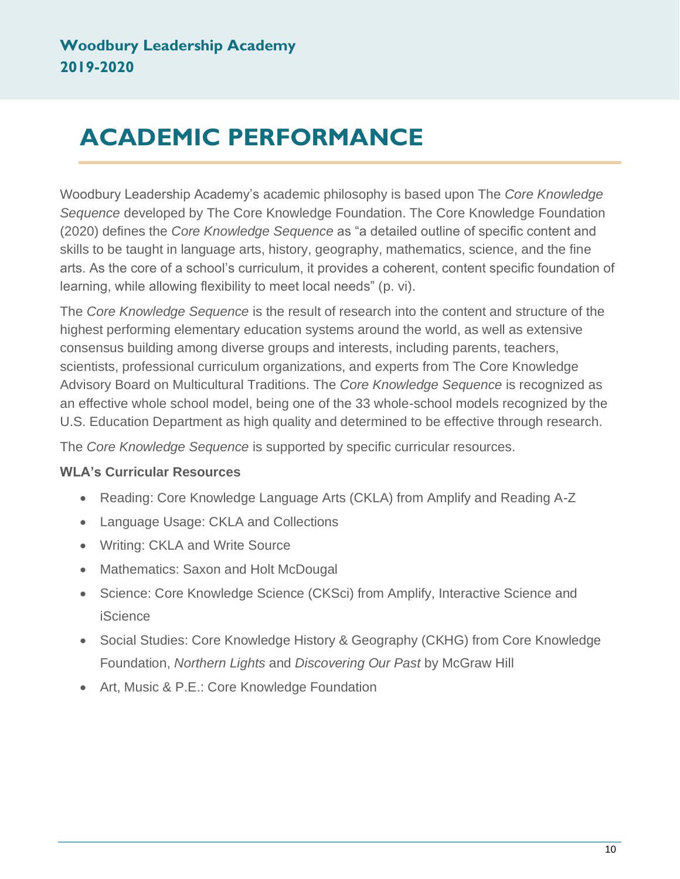# ACADEMIC PERFORMANCE

Woodbury Leadership Academy's academic philosophy is based upon The *Core Knowledge Sequence* developed by The Core Knowledge Foundation. The Core Knowledge Foundation (2020) defines the *Core Knowledge Sequence* as "a detailed outline of specific content and skills to be taught in language arts, history, geography, mathematics, science, and the fine arts. As the core of a school's curriculum, it provides a coherent, content specific foundation of learning, while allowing flexibility to meet local needs" (p. vi).

The *Core Knowledge Sequence* is the result of research into the content and structure of the highest performing elementary education systems around the world, as well as extensive consensus building among diverse groups and interests, including parents, teachers, scientists, professional curriculum organizations, and experts from The Core Knowledge Advisory Board on Multicultural Traditions. The *Core Knowledge Sequence* is recognized as an effective whole school model, being one of the 33 whole-school models recognized by the U.S. Education Department as high quality and determined to be effective through research.

The *Core Knowledge Sequence* is supported by specific curricular resources.

**WLA's Curricular Resources**

- Reading: Core Knowledge Language Arts (CKLA) from Amplify and Reading A-Z
- Language Usage: CKLA and Collections
- Writing: CKLA and Write Source
- Mathematics: Saxon and Holt McDougal
- Science: Core Knowledge Science (CKSci) from Amplify, Interactive Science and iScience
- Social Studies: Core Knowledge History & Geography (CKHG) from Core Knowledge Foundation, *Northern Lights* and *Discovering Our Past* by McGraw Hill
- Art, Music & P.E.: Core Knowledge Foundation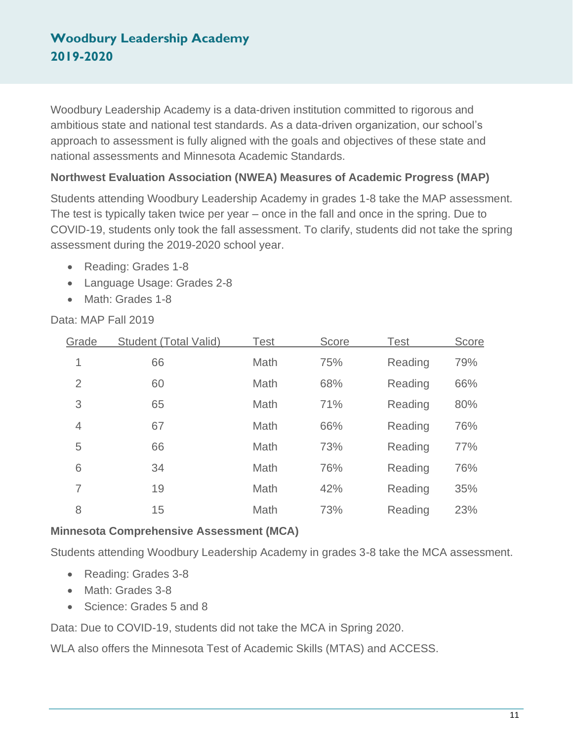## Woodbury Leadership Academy 2019-2020

Woodbury Leadership Academy is a data-driven institution committed to rigorous and ambitious state and national test standards. As a data-driven organization, our school's approach to assessment is fully aligned with the goals and objectives of these state and national assessments and Minnesota Academic Standards.

**Northwest Evaluation Association (NWEA) Measures of Academic Progress (MAP)**

Students attending Woodbury Leadership Academy in grades 1-8 take the MAP assessment. The test is typically taken twice per year – once in the fall and once in the spring. Due to COVID-19, students only took the fall assessment. To clarify, students did not take the spring assessment during the 2019-2020 school year.

- Reading: Grades 1-8
- Language Usage: Grades 2-8
- Math: Grades 1-8

Data: MAP Fall 2019

| Grade | Student (Total Valid) | Test | Score | Test | Score |
|---|---|---|---|---|---|
| 1 | 66 | Math | 75% | Reading | 79% |
| 2 | 60 | Math | 68% | Reading | 66% |
| 3 | 65 | Math | 71% | Reading | 80% |
| 4 | 67 | Math | 66% | Reading | 76% |
| 5 | 66 | Math | 73% | Reading | 77% |
| 6 | 34 | Math | 76% | Reading | 76% |
| 7 | 19 | Math | 42% | Reading | 35% |
| 8 | 15 | Math | 73% | Reading | 23% |

**Minnesota Comprehensive Assessment (MCA)**

Students attending Woodbury Leadership Academy in grades 3-8 take the MCA assessment.

- Reading: Grades 3-8
- Math: Grades 3-8
- Science: Grades 5 and 8

Data: Due to COVID-19, students did not take the MCA in Spring 2020.

WLA also offers the Minnesota Test of Academic Skills (MTAS) and ACCESS.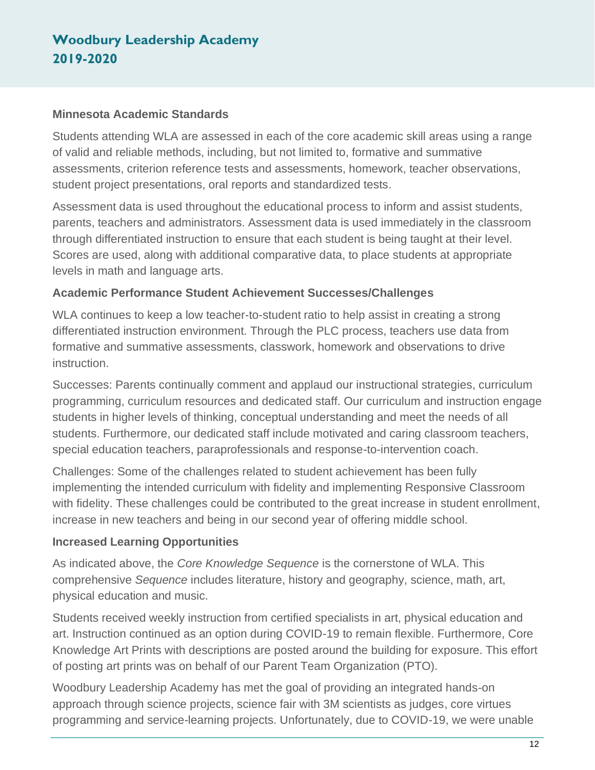**Minnesota Academic Standards**

Students attending WLA are assessed in each of the core academic skill areas using a range of valid and reliable methods, including, but not limited to, formative and summative assessments, criterion reference tests and assessments, homework, teacher observations, student project presentations, oral reports and standardized tests.

Assessment data is used throughout the educational process to inform and assist students, parents, teachers and administrators. Assessment data is used immediately in the classroom through differentiated instruction to ensure that each student is being taught at their level. Scores are used, along with additional comparative data, to place students at appropriate levels in math and language arts.

**Academic Performance Student Achievement Successes/Challenges**

WLA continues to keep a low teacher-to-student ratio to help assist in creating a strong differentiated instruction environment. Through the PLC process, teachers use data from formative and summative assessments, classwork, homework and observations to drive instruction.

Successes: Parents continually comment and applaud our instructional strategies, curriculum programming, curriculum resources and dedicated staff. Our curriculum and instruction engage students in higher levels of thinking, conceptual understanding and meet the needs of all students. Furthermore, our dedicated staff include motivated and caring classroom teachers, special education teachers, paraprofessionals and response-to-intervention coach.

Challenges: Some of the challenges related to student achievement has been fully implementing the intended curriculum with fidelity and implementing Responsive Classroom with fidelity. These challenges could be contributed to the great increase in student enrollment, increase in new teachers and being in our second year of offering middle school.

**Increased Learning Opportunities**

As indicated above, the *Core Knowledge Sequence* is the cornerstone of WLA. This comprehensive *Sequence* includes literature, history and geography, science, math, art, physical education and music.

Students received weekly instruction from certified specialists in art, physical education and art. Instruction continued as an option during COVID-19 to remain flexible. Furthermore, Core Knowledge Art Prints with descriptions are posted around the building for exposure. This effort of posting art prints was on behalf of our Parent Team Organization (PTO).

Woodbury Leadership Academy has met the goal of providing an integrated hands-on approach through science projects, science fair with 3M scientists as judges, core virtues programming and service-learning projects. Unfortunately, due to COVID-19, we were unable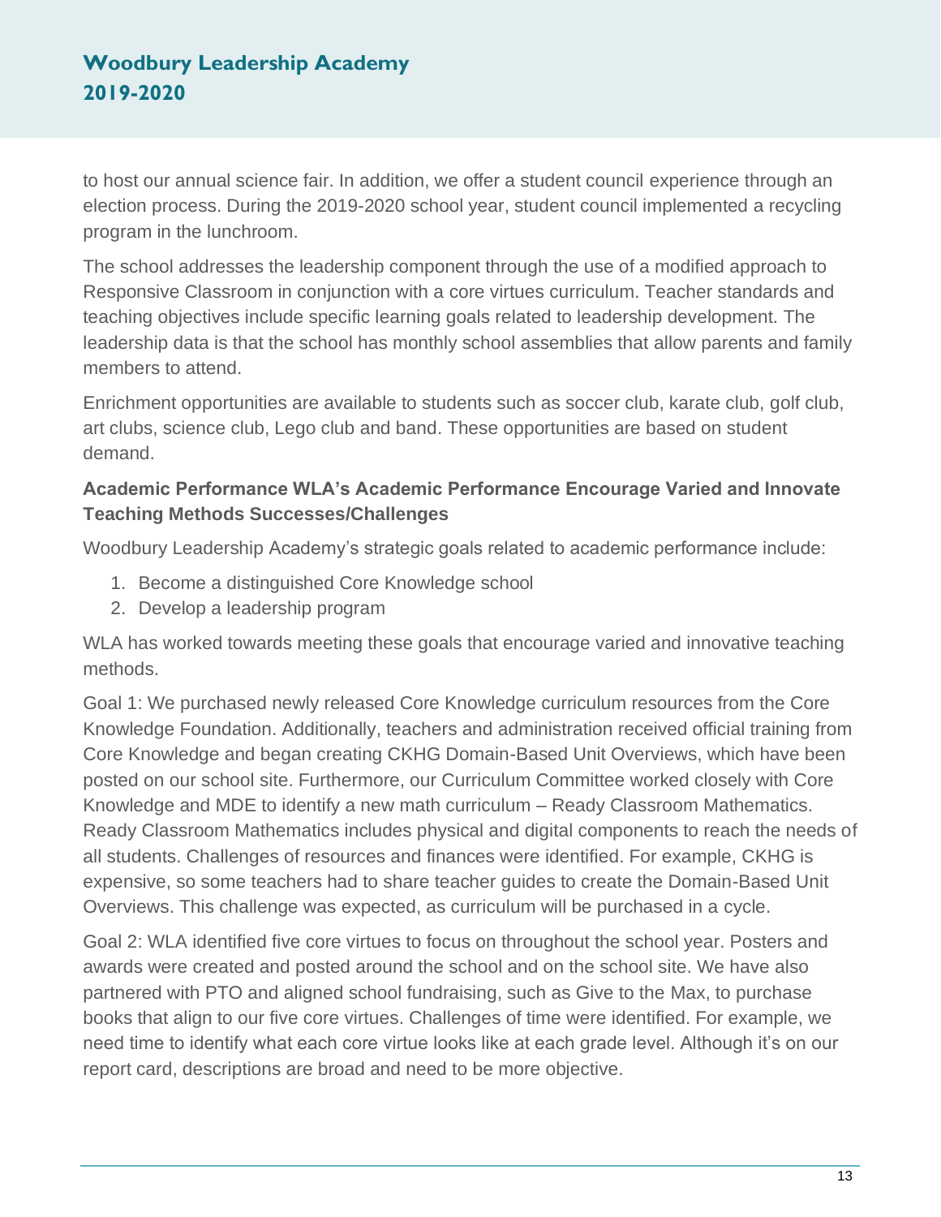to host our annual science fair. In addition, we offer a student council experience through an election process. During the 2019-2020 school year, student council implemented a recycling program in the lunchroom.

The school addresses the leadership component through the use of a modified approach to Responsive Classroom in conjunction with a core virtues curriculum. Teacher standards and teaching objectives include specific learning goals related to leadership development. The leadership data is that the school has monthly school assemblies that allow parents and family members to attend.

Enrichment opportunities are available to students such as soccer club, karate club, golf club, art clubs, science club, Lego club and band. These opportunities are based on student demand.

### Academic Performance WLA's Academic Performance Encourage Varied and Innovate Teaching Methods Successes/Challenges

Woodbury Leadership Academy's strategic goals related to academic performance include:

1. Become a distinguished Core Knowledge school
2. Develop a leadership program

WLA has worked towards meeting these goals that encourage varied and innovative teaching methods.

Goal 1: We purchased newly released Core Knowledge curriculum resources from the Core Knowledge Foundation. Additionally, teachers and administration received official training from Core Knowledge and began creating CKHG Domain-Based Unit Overviews, which have been posted on our school site. Furthermore, our Curriculum Committee worked closely with Core Knowledge and MDE to identify a new math curriculum – Ready Classroom Mathematics. Ready Classroom Mathematics includes physical and digital components to reach the needs of all students. Challenges of resources and finances were identified. For example, CKHG is expensive, so some teachers had to share teacher guides to create the Domain-Based Unit Overviews. This challenge was expected, as curriculum will be purchased in a cycle.

Goal 2: WLA identified five core virtues to focus on throughout the school year. Posters and awards were created and posted around the school and on the school site. We have also partnered with PTO and aligned school fundraising, such as Give to the Max, to purchase books that align to our five core virtues. Challenges of time were identified. For example, we need time to identify what each core virtue looks like at each grade level. Although it's on our report card, descriptions are broad and need to be more objective.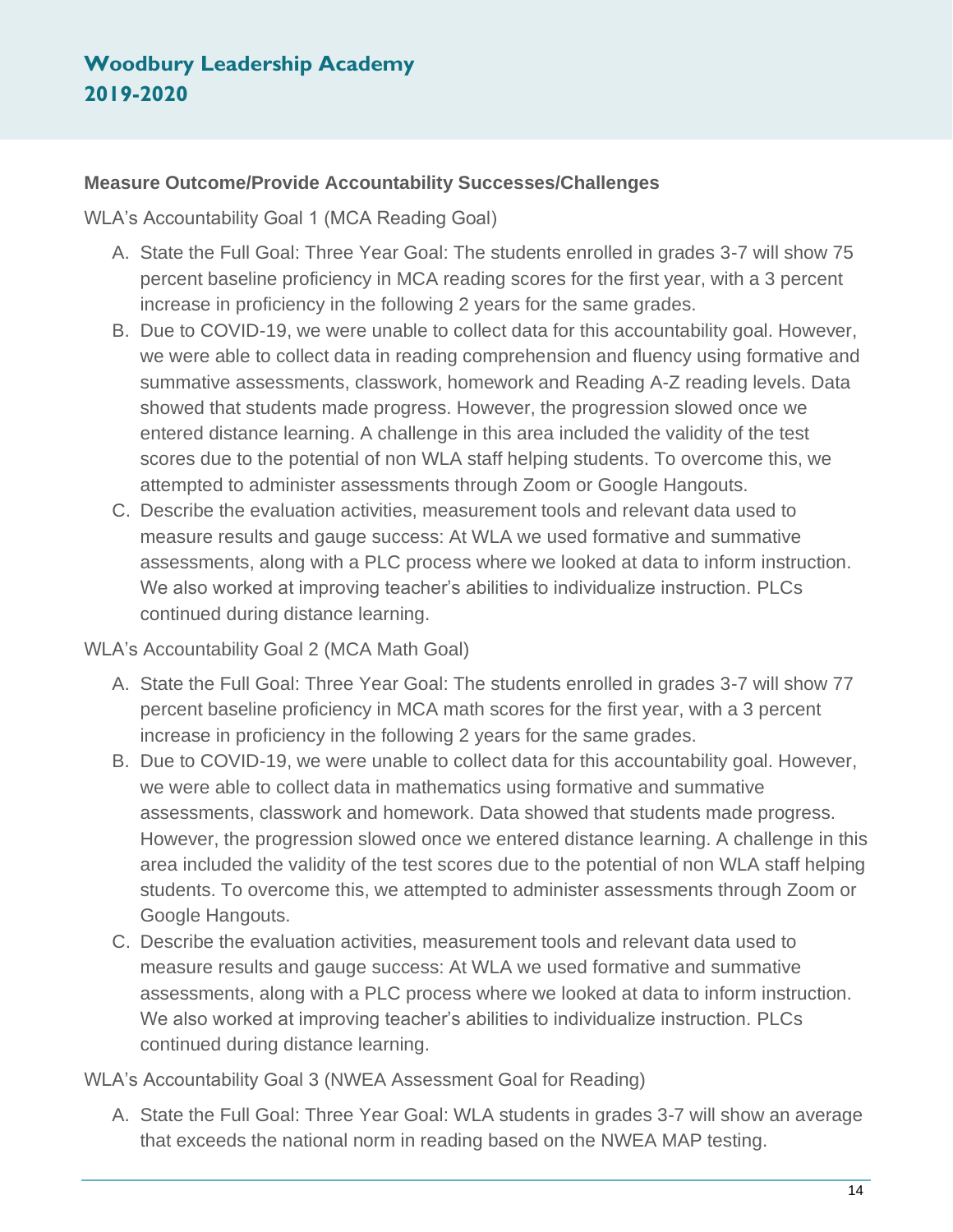**Measure Outcome/Provide Accountability Successes/Challenges**

WLA's Accountability Goal 1 (MCA Reading Goal)

A. State the Full Goal: Three Year Goal: The students enrolled in grades 3-7 will show 75 percent baseline proficiency in MCA reading scores for the first year, with a 3 percent increase in proficiency in the following 2 years for the same grades.
B. Due to COVID-19, we were unable to collect data for this accountability goal. However, we were able to collect data in reading comprehension and fluency using formative and summative assessments, classwork, homework and Reading A-Z reading levels. Data showed that students made progress. However, the progression slowed once we entered distance learning. A challenge in this area included the validity of the test scores due to the potential of non WLA staff helping students. To overcome this, we attempted to administer assessments through Zoom or Google Hangouts.
C. Describe the evaluation activities, measurement tools and relevant data used to measure results and gauge success: At WLA we used formative and summative assessments, along with a PLC process where we looked at data to inform instruction. We also worked at improving teacher's abilities to individualize instruction. PLCs continued during distance learning.

WLA's Accountability Goal 2 (MCA Math Goal)

A. State the Full Goal: Three Year Goal: The students enrolled in grades 3-7 will show 77 percent baseline proficiency in MCA math scores for the first year, with a 3 percent increase in proficiency in the following 2 years for the same grades.
B. Due to COVID-19, we were unable to collect data for this accountability goal. However, we were able to collect data in mathematics using formative and summative assessments, classwork and homework. Data showed that students made progress. However, the progression slowed once we entered distance learning. A challenge in this area included the validity of the test scores due to the potential of non WLA staff helping students. To overcome this, we attempted to administer assessments through Zoom or Google Hangouts.
C. Describe the evaluation activities, measurement tools and relevant data used to measure results and gauge success: At WLA we used formative and summative assessments, along with a PLC process where we looked at data to inform instruction. We also worked at improving teacher's abilities to individualize instruction. PLCs continued during distance learning.

WLA's Accountability Goal 3 (NWEA Assessment Goal for Reading)

A. State the Full Goal: Three Year Goal: WLA students in grades 3-7 will show an average that exceeds the national norm in reading based on the NWEA MAP testing.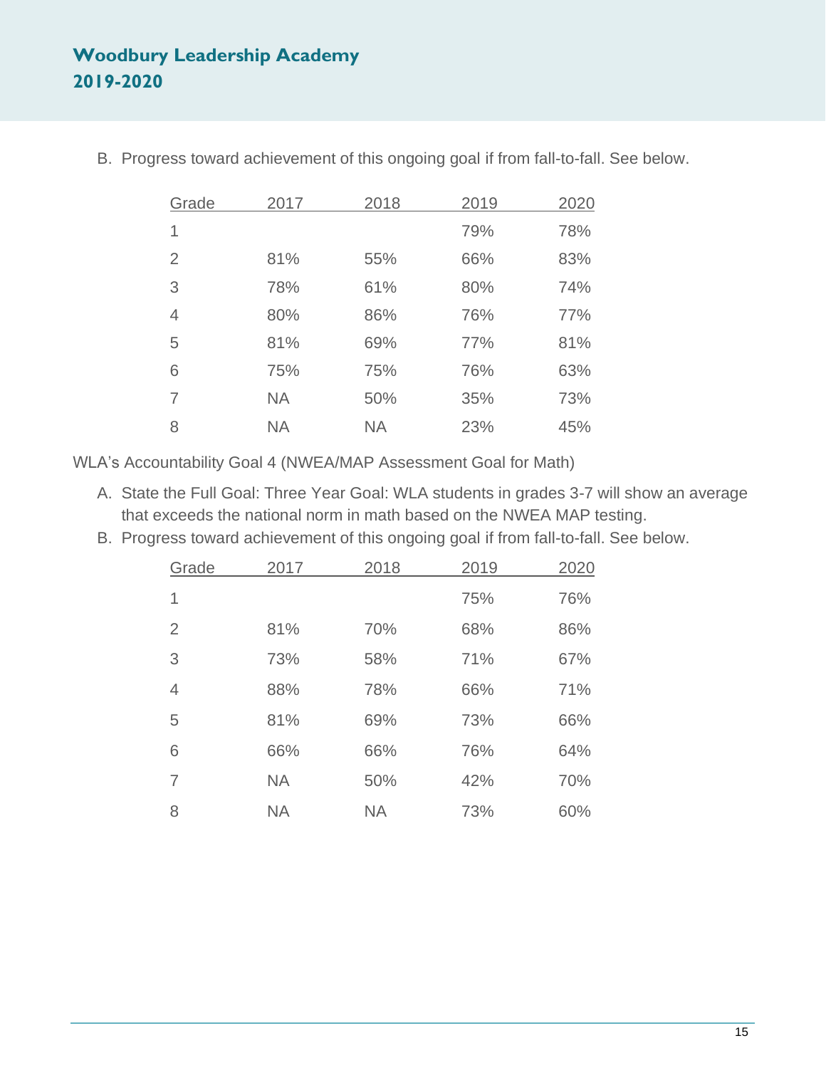B. Progress toward achievement of this ongoing goal if from fall-to-fall. See below.

| Grade | 2017 | 2018 | 2019 | 2020 |
|---|---|---|---|---|
| 1 | | | 79% | 78% |
| 2 | 81% | 55% | 66% | 83% |
| 3 | 78% | 61% | 80% | 74% |
| 4 | 80% | 86% | 76% | 77% |
| 5 | 81% | 69% | 77% | 81% |
| 6 | 75% | 75% | 76% | 63% |
| 7 | NA | 50% | 35% | 73% |
| 8 | NA | NA | 23% | 45% |

WLA's Accountability Goal 4 (NWEA/MAP Assessment Goal for Math)

A. State the Full Goal: Three Year Goal: WLA students in grades 3-7 will show an average that exceeds the national norm in math based on the NWEA MAP testing.
B. Progress toward achievement of this ongoing goal if from fall-to-fall. See below.

| Grade | 2017 | 2018 | 2019 | 2020 |
|---|---|---|---|---|
| 1 | | | 75% | 76% |
| 2 | 81% | 70% | 68% | 86% |
| 3 | 73% | 58% | 71% | 67% |
| 4 | 88% | 78% | 66% | 71% |
| 5 | 81% | 69% | 73% | 66% |
| 6 | 66% | 66% | 76% | 64% |
| 7 | NA | 50% | 42% | 70% |
| 8 | NA | NA | 73% | 60% |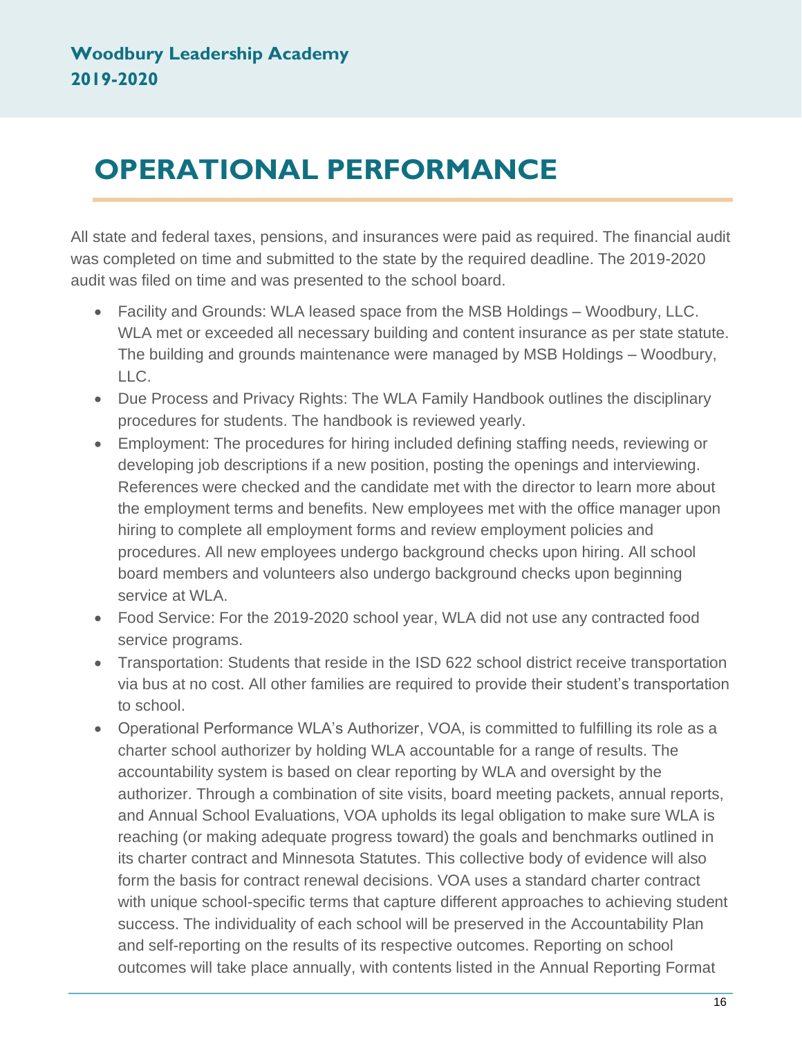# OPERATIONAL PERFORMANCE

All state and federal taxes, pensions, and insurances were paid as required. The financial audit was completed on time and submitted to the state by the required deadline. The 2019-2020 audit was filed on time and was presented to the school board.

- Facility and Grounds: WLA leased space from the MSB Holdings – Woodbury, LLC. WLA met or exceeded all necessary building and content insurance as per state statute. The building and grounds maintenance were managed by MSB Holdings – Woodbury, LLC.
- Due Process and Privacy Rights: The WLA Family Handbook outlines the disciplinary procedures for students. The handbook is reviewed yearly.
- Employment: The procedures for hiring included defining staffing needs, reviewing or developing job descriptions if a new position, posting the openings and interviewing. References were checked and the candidate met with the director to learn more about the employment terms and benefits. New employees met with the office manager upon hiring to complete all employment forms and review employment policies and procedures. All new employees undergo background checks upon hiring. All school board members and volunteers also undergo background checks upon beginning service at WLA.
- Food Service: For the 2019-2020 school year, WLA did not use any contracted food service programs.
- Transportation: Students that reside in the ISD 622 school district receive transportation via bus at no cost. All other families are required to provide their student's transportation to school.
- Operational Performance WLA's Authorizer, VOA, is committed to fulfilling its role as a charter school authorizer by holding WLA accountable for a range of results. The accountability system is based on clear reporting by WLA and oversight by the authorizer. Through a combination of site visits, board meeting packets, annual reports, and Annual School Evaluations, VOA upholds its legal obligation to make sure WLA is reaching (or making adequate progress toward) the goals and benchmarks outlined in its charter contract and Minnesota Statutes. This collective body of evidence will also form the basis for contract renewal decisions. VOA uses a standard charter contract with unique school-specific terms that capture different approaches to achieving student success. The individuality of each school will be preserved in the Accountability Plan and self-reporting on the results of its respective outcomes. Reporting on school outcomes will take place annually, with contents listed in the Annual Reporting Format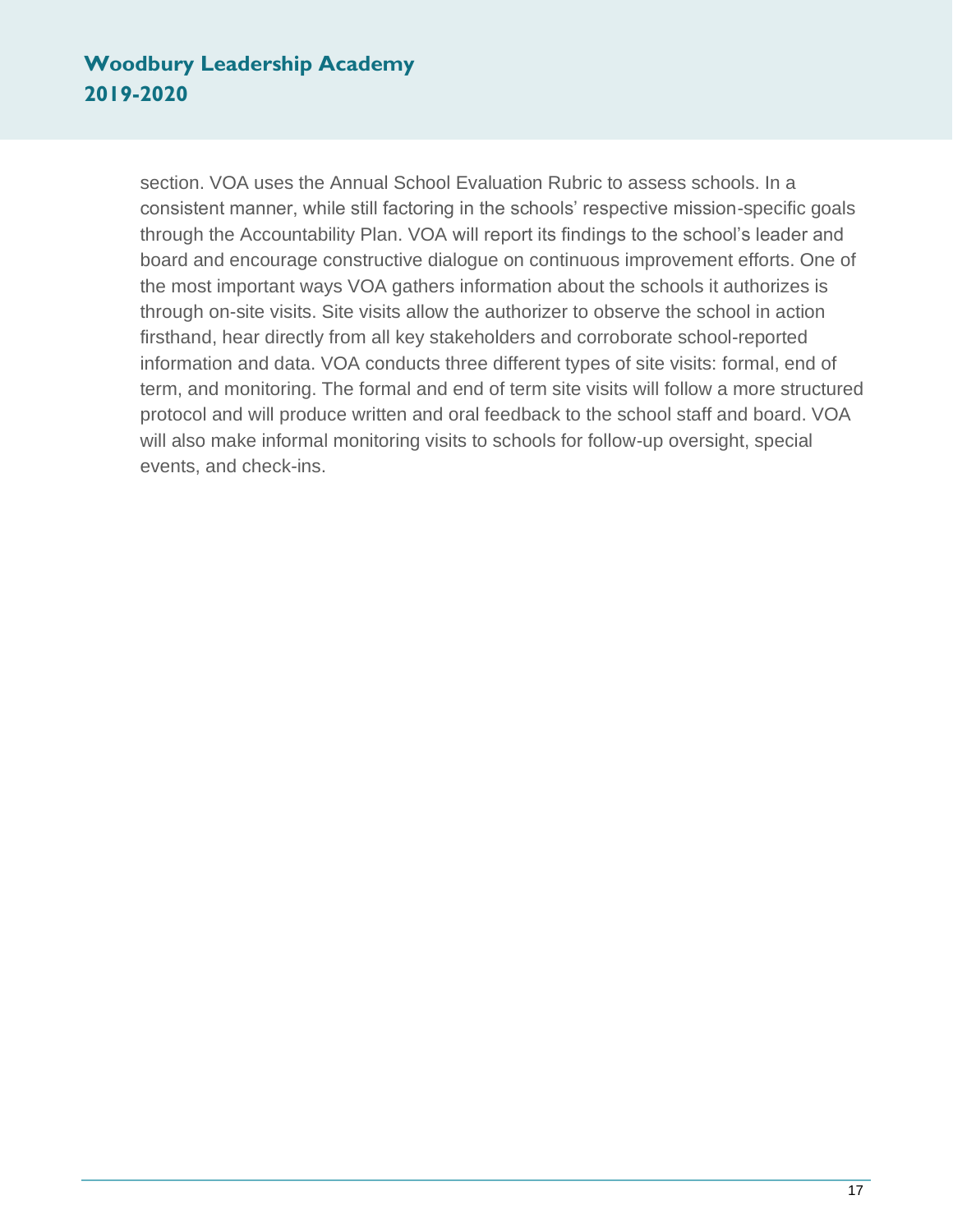section. VOA uses the Annual School Evaluation Rubric to assess schools. In a consistent manner, while still factoring in the schools' respective mission-specific goals through the Accountability Plan. VOA will report its findings to the school's leader and board and encourage constructive dialogue on continuous improvement efforts. One of the most important ways VOA gathers information about the schools it authorizes is through on-site visits. Site visits allow the authorizer to observe the school in action firsthand, hear directly from all key stakeholders and corroborate school-reported information and data. VOA conducts three different types of site visits: formal, end of term, and monitoring. The formal and end of term site visits will follow a more structured protocol and will produce written and oral feedback to the school staff and board. VOA will also make informal monitoring visits to schools for follow-up oversight, special events, and check-ins.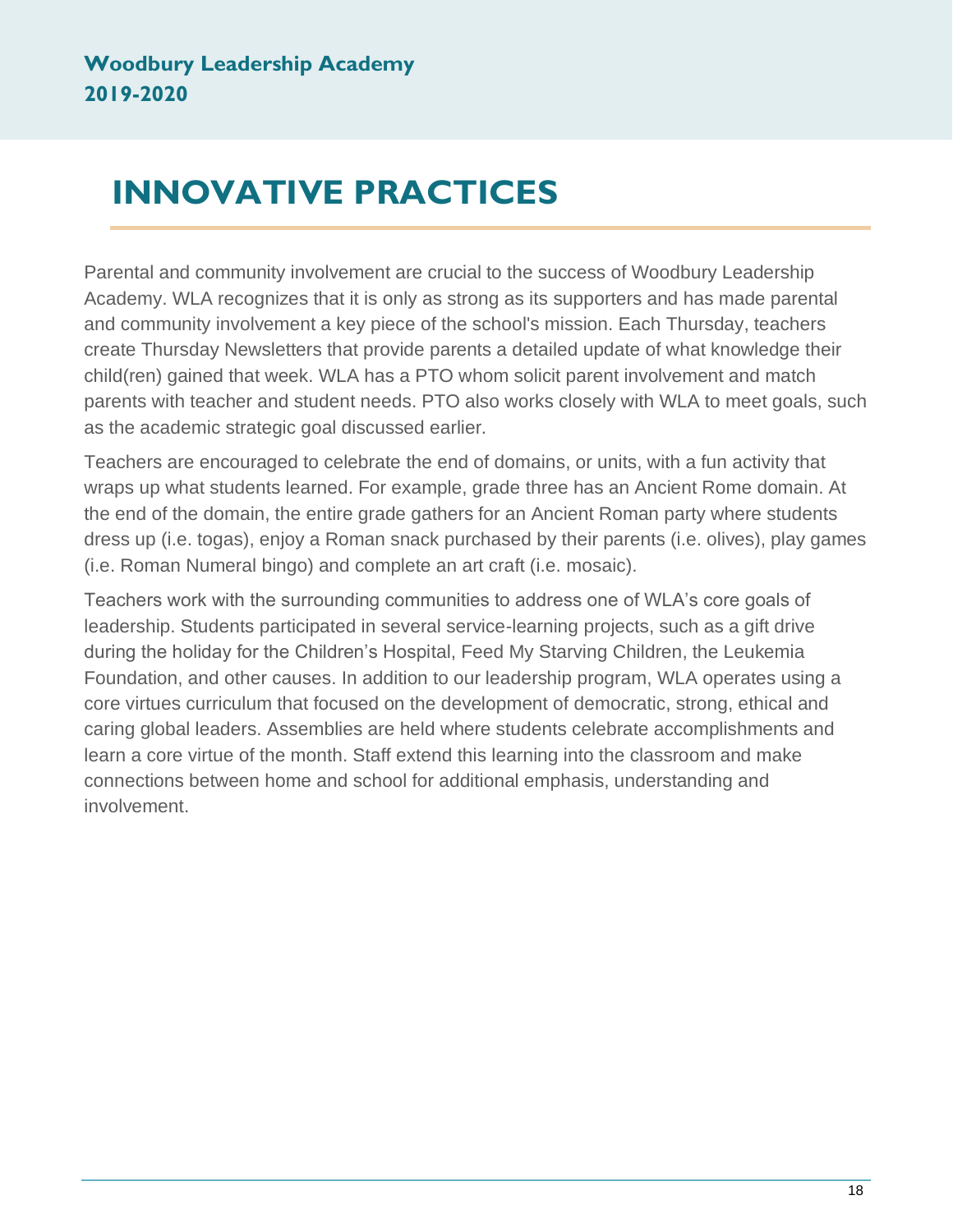# INNOVATIVE PRACTICES

Parental and community involvement are crucial to the success of Woodbury Leadership Academy. WLA recognizes that it is only as strong as its supporters and has made parental and community involvement a key piece of the school's mission. Each Thursday, teachers create Thursday Newsletters that provide parents a detailed update of what knowledge their child(ren) gained that week. WLA has a PTO whom solicit parent involvement and match parents with teacher and student needs. PTO also works closely with WLA to meet goals, such as the academic strategic goal discussed earlier.

Teachers are encouraged to celebrate the end of domains, or units, with a fun activity that wraps up what students learned. For example, grade three has an Ancient Rome domain. At the end of the domain, the entire grade gathers for an Ancient Roman party where students dress up (i.e. togas), enjoy a Roman snack purchased by their parents (i.e. olives), play games (i.e. Roman Numeral bingo) and complete an art craft (i.e. mosaic).

Teachers work with the surrounding communities to address one of WLA's core goals of leadership. Students participated in several service-learning projects, such as a gift drive during the holiday for the Children's Hospital, Feed My Starving Children, the Leukemia Foundation, and other causes. In addition to our leadership program, WLA operates using a core virtues curriculum that focused on the development of democratic, strong, ethical and caring global leaders. Assemblies are held where students celebrate accomplishments and learn a core virtue of the month. Staff extend this learning into the classroom and make connections between home and school for additional emphasis, understanding and involvement.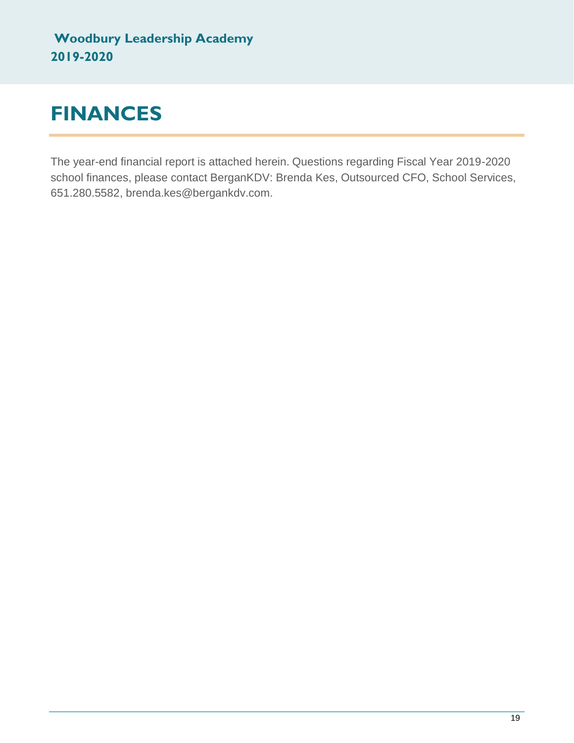# FINANCES

The year-end financial report is attached herein. Questions regarding Fiscal Year 2019-2020 school finances, please contact BerganKDV: Brenda Kes, Outsourced CFO, School Services, 651.280.5582, brenda.kes@bergankdv.com.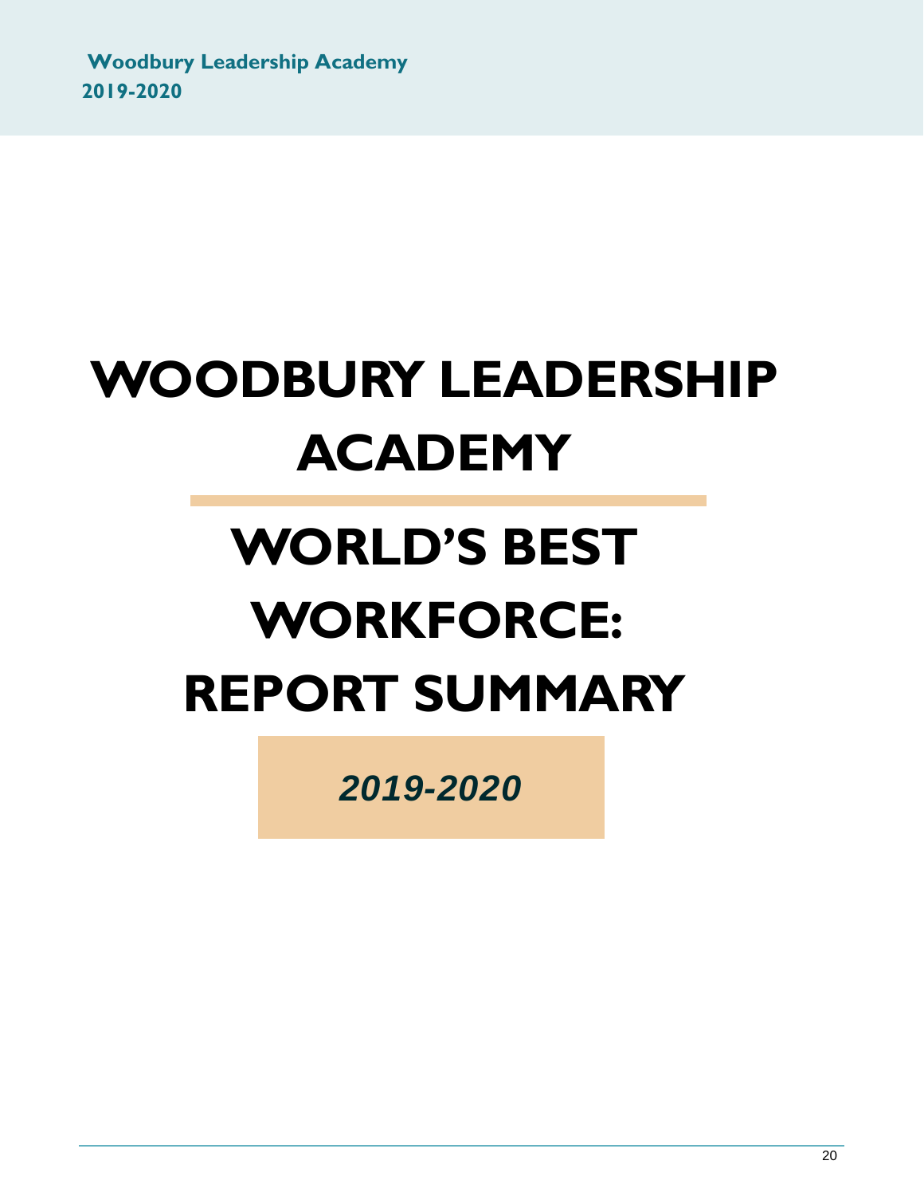# WOODBURY LEADERSHIP ACADEMY

# WORLD'S BEST WORKFORCE: REPORT SUMMARY

***2019-2020***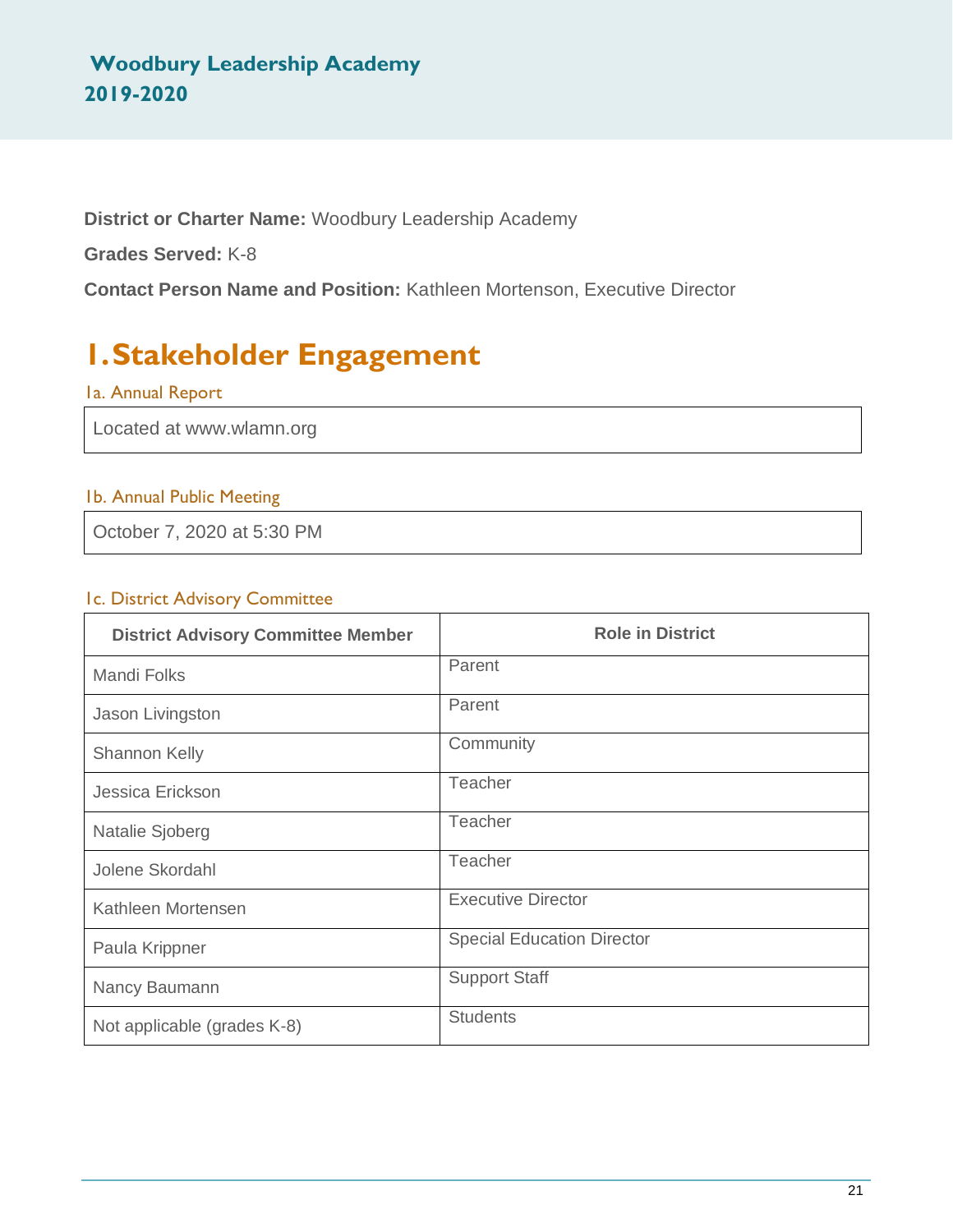# Woodbury Leadership Academy
## 2019-2020

**District or Charter Name:** Woodbury Leadership Academy

**Grades Served:** K-8

**Contact Person Name and Position:** Kathleen Mortenson, Executive Director

# 1. Stakeholder Engagement

### 1a. Annual Report

Located at www.wlamn.org

### 1b. Annual Public Meeting

October 7, 2020 at 5:30 PM

### 1c. District Advisory Committee

| District Advisory Committee Member | Role in District |
|---|---|
| Mandi Folks | Parent |
| Jason Livingston | Parent |
| Shannon Kelly | Community |
| Jessica Erickson | Teacher |
| Natalie Sjoberg | Teacher |
| Jolene Skordahl | Teacher |
| Kathleen Mortensen | Executive Director |
| Paula Krippner | Special Education Director |
| Nancy Baumann | Support Staff |
| Not applicable (grades K-8) | Students |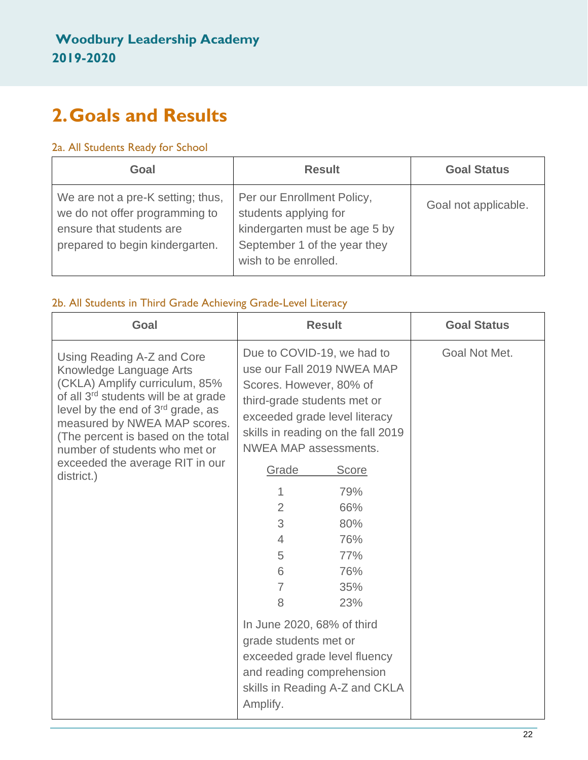## Woodbury Leadership Academy
## 2019-2020

# 2. Goals and Results

### 2a. All Students Ready for School

| Goal | Result | Goal Status |
|---|---|---|
| We are not a pre-K setting; thus, we do not offer programming to ensure that students are prepared to begin kindergarten. | Per our Enrollment Policy, students applying for kindergarten must be age 5 by September 1 of the year they wish to be enrolled. | Goal not applicable. |

### 2b. All Students in Third Grade Achieving Grade-Level Literacy

| Goal | Result | Goal Status |
|---|---|---|
| Using Reading A-Z and Core Knowledge Language Arts (CKLA) Amplify curriculum, 85% of all 3rd students will be at grade level by the end of 3rd grade, as measured by NWEA MAP scores. (The percent is based on the total number of students who met or exceeded the average RIT in our district.) | Due to COVID-19, we had to use our Fall 2019 NWEA MAP Scores. However, 80% of third-grade students met or exceeded grade level literacy skills in reading on the fall 2019 NWEA MAP assessments.<br><br>Grade / Score<br>1 – 79%<br>2 – 66%<br>3 – 80%<br>4 – 76%<br>5 – 77%<br>6 – 76%<br>7 – 35%<br>8 – 23%<br><br>In June 2020, 68% of third grade students met or exceeded grade level fluency and reading comprehension skills in Reading A-Z and CKLA Amplify. | Goal Not Met. |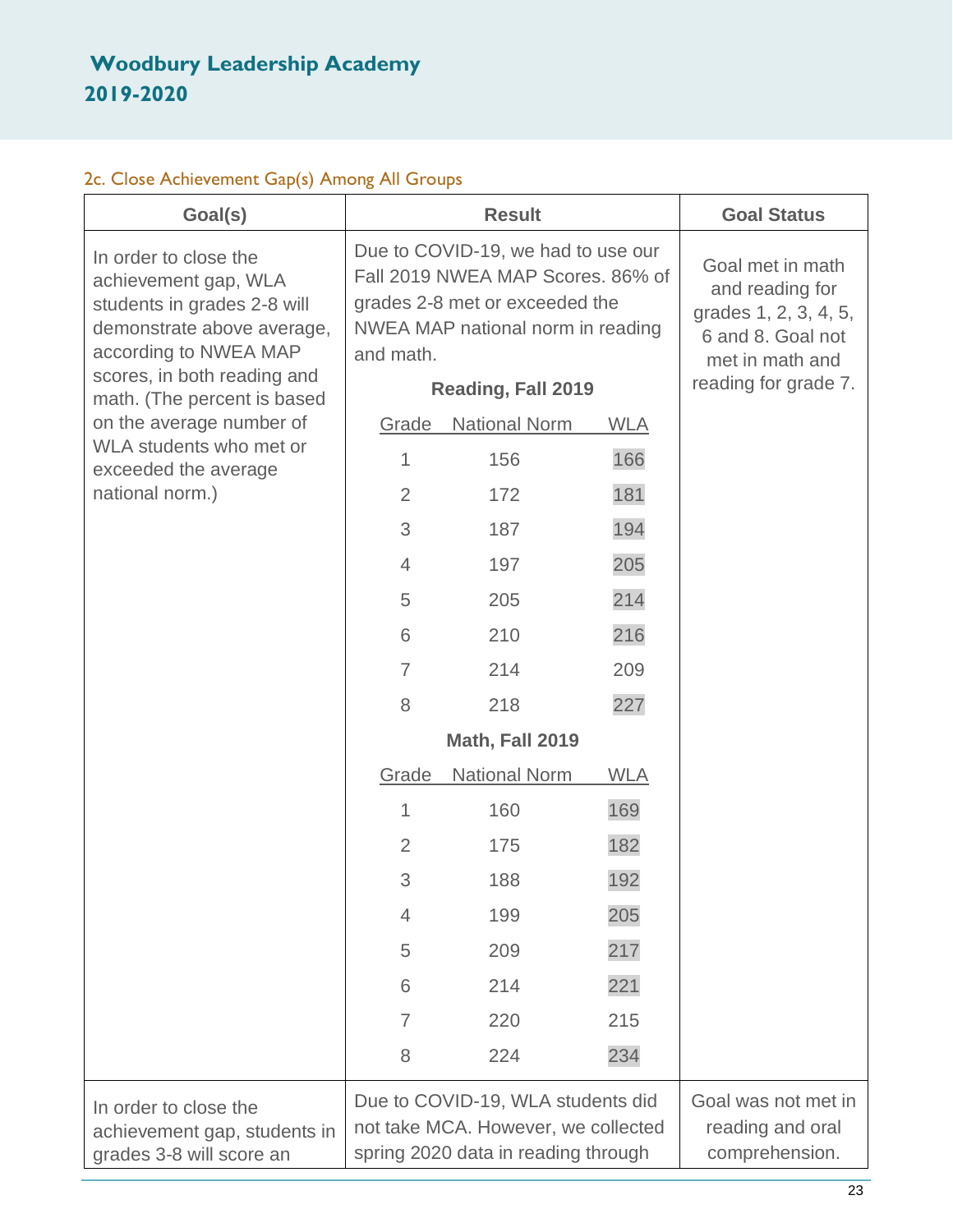# Woodbury Leadership Academy
## 2019-2020

### 2c. Close Achievement Gap(s) Among All Groups

| Goal(s) | Result | Goal Status |
|---|---|---|
| In order to close the achievement gap, WLA students in grades 2-8 will demonstrate above average, according to NWEA MAP scores, in both reading and math. (The percent is based on the average number of WLA students who met or exceeded the average national norm.) | Due to COVID-19, we had to use our Fall 2019 NWEA MAP Scores. 86% of grades 2-8 met or exceeded the NWEA MAP national norm in reading and math. (See Reading and Math tables below.) | Goal met in math and reading for grades 1, 2, 3, 4, 5, 6 and 8. Goal not met in math and reading for grade 7. |
| In order to close the achievement gap, students in grades 3-8 will score an | Due to COVID-19, WLA students did not take MCA. However, we collected spring 2020 data in reading through | Goal was not met in reading and oral comprehension. |

**Reading, Fall 2019**

| Grade | National Norm | WLA |
|---|---|---|
| 1 | 156 | 166 |
| 2 | 172 | 181 |
| 3 | 187 | 194 |
| 4 | 197 | 205 |
| 5 | 205 | 214 |
| 6 | 210 | 216 |
| 7 | 214 | 209 |
| 8 | 218 | 227 |

**Math, Fall 2019**

| Grade | National Norm | WLA |
|---|---|---|
| 1 | 160 | 169 |
| 2 | 175 | 182 |
| 3 | 188 | 192 |
| 4 | 199 | 205 |
| 5 | 209 | 217 |
| 6 | 214 | 221 |
| 7 | 220 | 215 |
| 8 | 224 | 234 |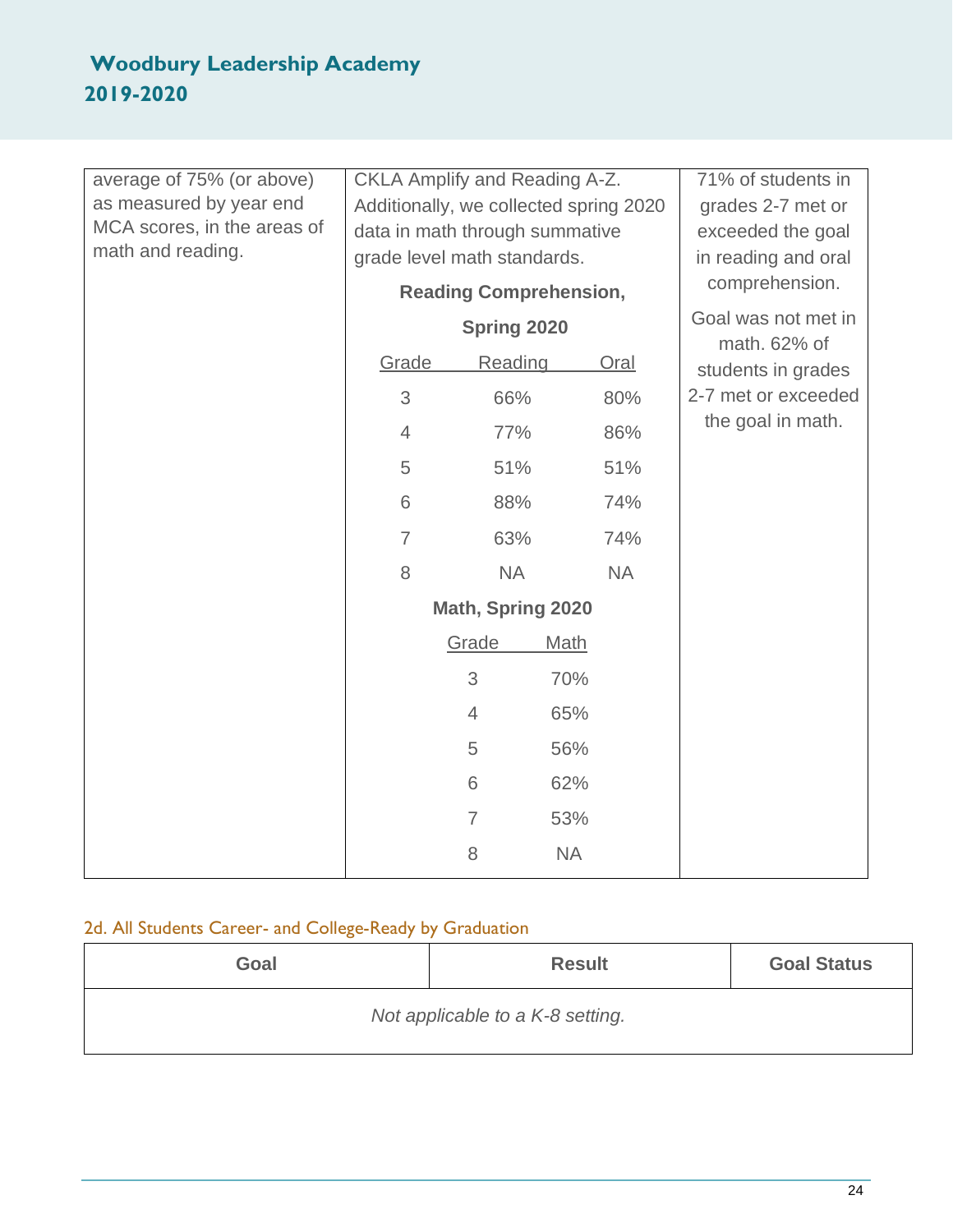| | | |
|---|---|---|
| average of 75% (or above) as measured by year end MCA scores, in the areas of math and reading. | CKLA Amplify and Reading A-Z. Additionally, we collected spring 2020 data in math through summative grade level math standards.<br><br>**Reading Comprehension, Spring 2020**<br><br>Grade / Reading / Oral<br>3 / 66% / 80%<br>4 / 77% / 86%<br>5 / 51% / 51%<br>6 / 88% / 74%<br>7 / 63% / 74%<br>8 / NA / NA<br><br>**Math, Spring 2020**<br><br>Grade / Math<br>3 / 70%<br>4 / 65%<br>5 / 56%<br>6 / 62%<br>7 / 53%<br>8 / NA | 71% of students in grades 2-7 met or exceeded the goal in reading and oral comprehension.<br><br>Goal was not met in math. 62% of students in grades 2-7 met or exceeded the goal in math. |

2d. All Students Career- and College-Ready by Graduation

| Goal | Result | Goal Status |
|---|---|---|
| *Not applicable to a K-8 setting.* | | |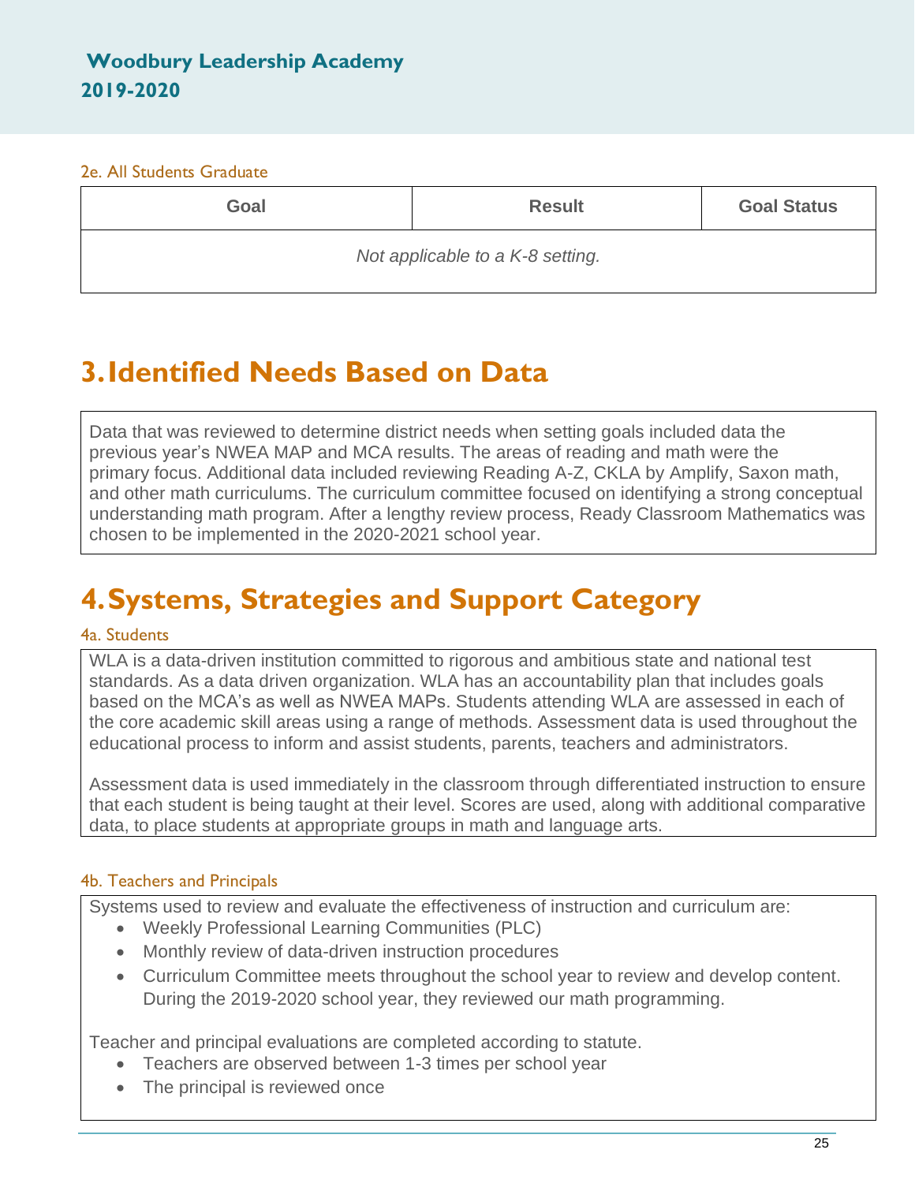### 2e. All Students Graduate

| Goal | Result | Goal Status |
| --- | --- | --- |
| *Not applicable to a K-8 setting.* | | |

# 3. Identified Needs Based on Data

Data that was reviewed to determine district needs when setting goals included data the previous year's NWEA MAP and MCA results. The areas of reading and math were the primary focus. Additional data included reviewing Reading A-Z, CKLA by Amplify, Saxon math, and other math curriculums. The curriculum committee focused on identifying a strong conceptual understanding math program. After a lengthy review process, Ready Classroom Mathematics was chosen to be implemented in the 2020-2021 school year.

# 4. Systems, Strategies and Support Category

### 4a. Students

WLA is a data-driven institution committed to rigorous and ambitious state and national test standards. As a data driven organization. WLA has an accountability plan that includes goals based on the MCA's as well as NWEA MAPs. Students attending WLA are assessed in each of the core academic skill areas using a range of methods. Assessment data is used throughout the educational process to inform and assist students, parents, teachers and administrators.

Assessment data is used immediately in the classroom through differentiated instruction to ensure that each student is being taught at their level. Scores are used, along with additional comparative data, to place students at appropriate groups in math and language arts.

### 4b. Teachers and Principals

Systems used to review and evaluate the effectiveness of instruction and curriculum are:

- Weekly Professional Learning Communities (PLC)
- Monthly review of data-driven instruction procedures
- Curriculum Committee meets throughout the school year to review and develop content. During the 2019-2020 school year, they reviewed our math programming.

Teacher and principal evaluations are completed according to statute.

- Teachers are observed between 1-3 times per school year
- The principal is reviewed once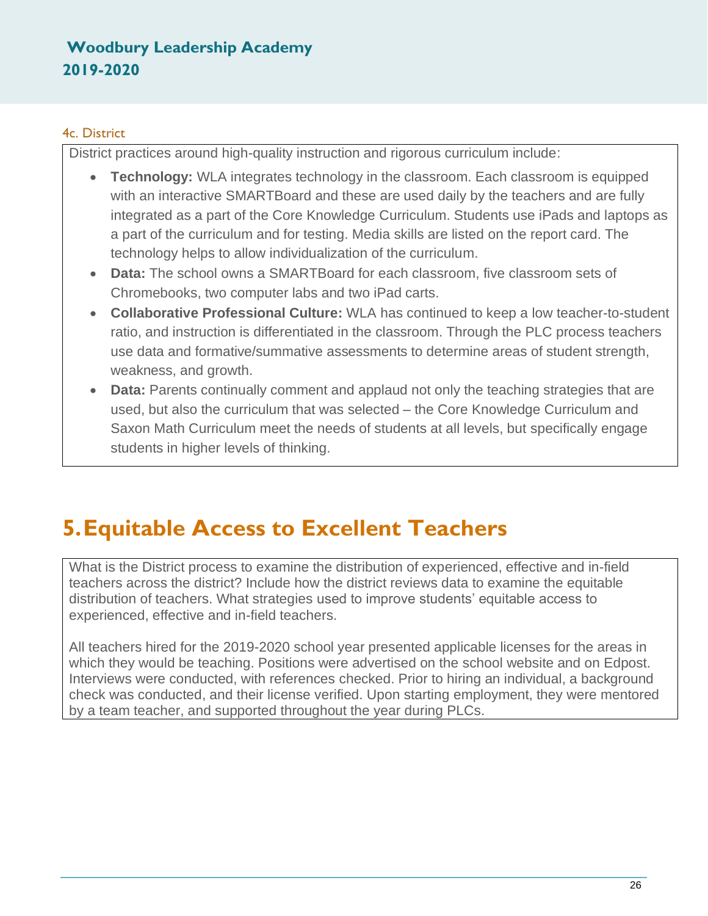# Woodbury Leadership Academy
## 2019-2020

### 4c. District

District practices around high-quality instruction and rigorous curriculum include:

- **Technology:** WLA integrates technology in the classroom. Each classroom is equipped with an interactive SMARTBoard and these are used daily by the teachers and are fully integrated as a part of the Core Knowledge Curriculum. Students use iPads and laptops as a part of the curriculum and for testing. Media skills are listed on the report card. The technology helps to allow individualization of the curriculum.
- **Data:** The school owns a SMARTBoard for each classroom, five classroom sets of Chromebooks, two computer labs and two iPad carts.
- **Collaborative Professional Culture:** WLA has continued to keep a low teacher-to-student ratio, and instruction is differentiated in the classroom. Through the PLC process teachers use data and formative/summative assessments to determine areas of student strength, weakness, and growth.
- **Data:** Parents continually comment and applaud not only the teaching strategies that are used, but also the curriculum that was selected – the Core Knowledge Curriculum and Saxon Math Curriculum meet the needs of students at all levels, but specifically engage students in higher levels of thinking.

# 5. Equitable Access to Excellent Teachers

What is the District process to examine the distribution of experienced, effective and in-field teachers across the district? Include how the district reviews data to examine the equitable distribution of teachers. What strategies used to improve students' equitable access to experienced, effective and in-field teachers.

All teachers hired for the 2019-2020 school year presented applicable licenses for the areas in which they would be teaching. Positions were advertised on the school website and on Edpost. Interviews were conducted, with references checked. Prior to hiring an individual, a background check was conducted, and their license verified. Upon starting employment, they were mentored by a team teacher, and supported throughout the year during PLCs.